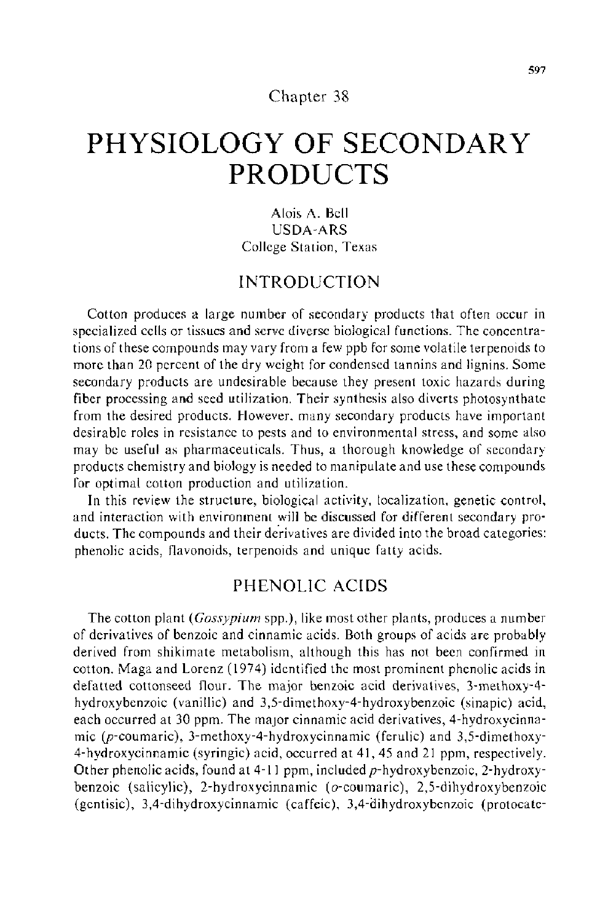Chapter 38

# PHYSIOLOGY OF SECONDARY PRODUCTS

Alois A. Bell
USDA-ARS
College Station, Texas

## INTRODUCTION

Cotton produces a large number of secondary products that often occur in specialized cells or tissues and serve diverse biological functions. The concentrations of these compounds may vary from a few ppb for some volatile terpenoids to more than 20 percent of the dry weight for condensed tannins and lignins. Some secondary products are undesirable because they present toxic hazards during fiber processing and seed utilization. Their synthesis also diverts photosynthate from the desired products. However, many secondary products have important desirable roles in resistance to pests and to environmental stress, and some also may be useful as pharmaceuticals. Thus, a thorough knowledge of secondary products chemistry and biology is needed to manipulate and use these compounds for optimal cotton production and utilization.

In this review the structure, biological activity, localization, genetic control, and interaction with environment will be discussed for different secondary products. The compounds and their derivatives are divided into the broad categories: phenolic acids, flavonoids, terpenoids and unique fatty acids.

## PHENOLIC ACIDS

The cotton plant (*Gossypium* spp.), like most other plants, produces a number of derivatives of benzoic and cinnamic acids. Both groups of acids are probably derived from shikimate metabolism, although this has not been confirmed in cotton. Maga and Lorenz (1974) identified the most prominent phenolic acids in defatted cottonseed flour. The major benzoic acid derivatives, 3-methoxy-4-hydroxybenzoic (vanillic) and 3,5-dimethoxy-4-hydroxybenzoic (sinapic) acid, each occurred at 30 ppm. The major cinnamic acid derivatives, 4-hydroxycinnamic (*p*-coumaric), 3-methoxy-4-hydroxycinnamic (ferulic) and 3,5-dimethoxy-4-hydroxycinnamic (syringic) acid, occurred at 41, 45 and 21 ppm, respectively. Other phenolic acids, found at 4-11 ppm, included *p*-hydroxybenzoic, 2-hydroxybenzoic (salicylic), 2-hydroxycinnamic (*o*-coumaric), 2,5-dihydroxybenzoic (gentisic), 3,4-dihydroxycinnamic (caffeic), 3,4-dihydroxybenzoic (protocate-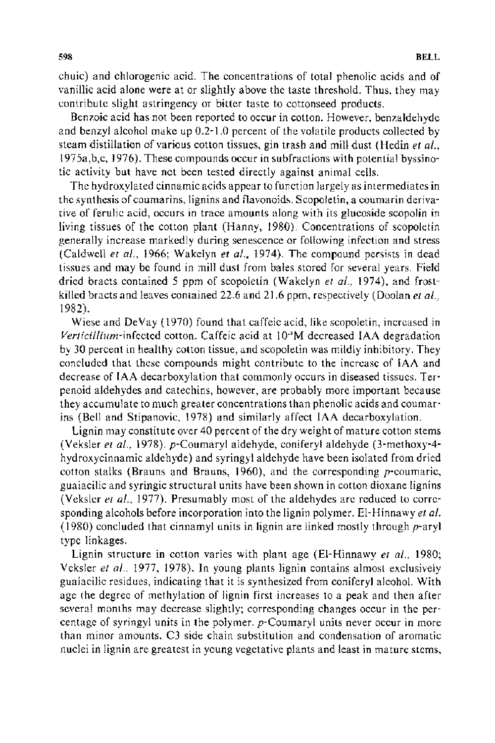chuic) and chlorogenic acid. The concentrations of total phenolic acids and of vanillic acid alone were at or slightly above the taste threshold. Thus, they may contribute slight astringency or bitter taste to cottonseed products.

Benzoic acid has not been reported to occur in cotton. However, benzaldehyde and benzyl alcohol make up 0.2-1.0 percent of the volatile products collected by steam distillation of various cotton tissues, gin trash and mill dust (Hedin *et al.*, 1975a,b,c, 1976). These compounds occur in subfractions with potential byssinotic activity but have not been tested directly against animal cells.

The hydroxylated cinnamic acids appear to function largely as intermediates in the synthesis of coumarins, lignins and flavonoids. Scopoletin, a coumarin derivative of ferulic acid, occurs in trace amounts along with its glucoside scopolin in living tissues of the cotton plant (Hanny, 1980). Concentrations of scopoletin generally increase markedly during senescence or following infection and stress (Caldwell *et al.*, 1966; Wakelyn *et al.*, 1974). The compound persists in dead tissues and may be found in mill dust from bales stored for several years. Field dried bracts contained 5 ppm of scopoletin (Wakelyn *et al.*, 1974), and frost-killed bracts and leaves contained 22.6 and 21.6 ppm, respectively (Doolan *et al.*, 1982).

Wiese and DeVay (1970) found that caffeic acid, like scopoletin, increased in *Verticillium*-infected cotton. Caffeic acid at $10^{-4}$M decreased IAA degradation by 30 percent in healthy cotton tissue, and scopoletin was mildly inhibitory. They concluded that these compounds might contribute to the increase of IAA and decrease of IAA decarboxylation that commonly occurs in diseased tissues. Terpenoid aldehydes and catechins, however, are probably more important because they accumulate to much greater concentrations than phenolic acids and coumarins (Bell and Stipanovic, 1978) and similarly affect IAA decarboxylation.

Lignin may constitute over 40 percent of the dry weight of mature cotton stems (Veksler *et al.*, 1978). *p*-Coumaryl aldehyde, coniferyl aldehyde (3-methoxy-4-hydroxycinnamic aldehyde) and syringyl aldehyde have been isolated from dried cotton stalks (Brauns and Brauns, 1960), and the corresponding *p*-coumaric, guaiacilic and syringic structural units have been shown in cotton dioxane lignins (Veksler *et al.*, 1977). Presumably most of the aldehydes are reduced to corresponding alcohols before incorporation into the lignin polymer. El-Hinnawy *et al.* (1980) concluded that cinnamyl units in lignin are linked mostly through *p*-aryl type linkages.

Lignin structure in cotton varies with plant age (El-Hinnawy *et al.*, 1980; Veksler *et al.*, 1977, 1978). In young plants lignin contains almost exclusively guaiacilic residues, indicating that it is synthesized from coniferyl alcohol. With age the degree of methylation of lignin first increases to a peak and then after several months may decrease slightly; corresponding changes occur in the percentage of syringyl units in the polymer. *p*-Coumaryl units never occur in more than minor amounts. C3 side chain substitution and condensation of aromatic nuclei in lignin are greatest in young vegetative plants and least in mature stems,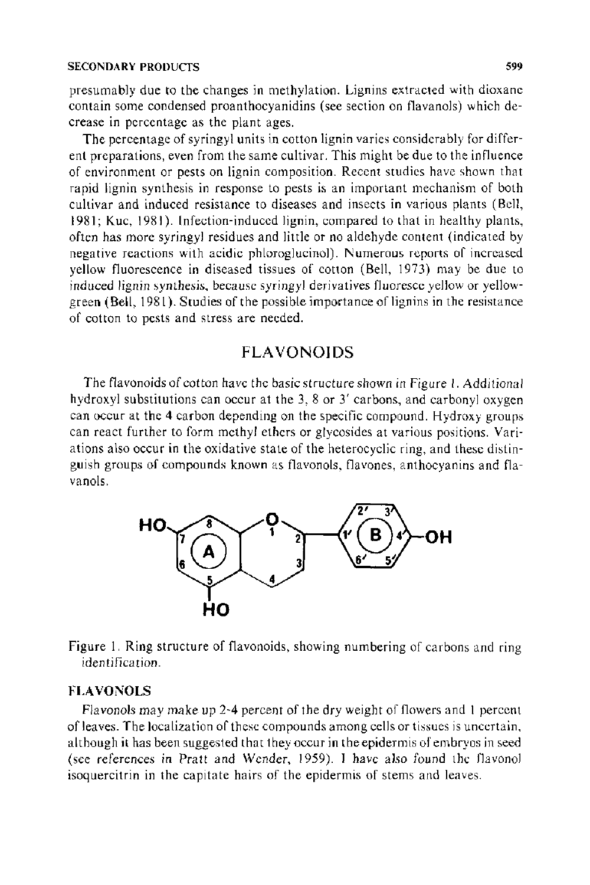presumably due to the changes in methylation. Lignins extracted with dioxane contain some condensed proanthocyanidins (see section on flavanols) which decrease in percentage as the plant ages.

The percentage of syringyl units in cotton lignin varies considerably for different preparations, even from the same cultivar. This might be due to the influence of environment or pests on lignin composition. Recent studies have shown that rapid lignin synthesis in response to pests is an important mechanism of both cultivar and induced resistance to diseases and insects in various plants (Bell, 1981; Kuc, 1981). Infection-induced lignin, compared to that in healthy plants, often has more syringyl residues and little or no aldehyde content (indicated by negative reactions with acidic phloroglucinol). Numerous reports of increased yellow fluorescence in diseased tissues of cotton (Bell, 1973) may be due to induced lignin synthesis, because syringyl derivatives fluoresce yellow or yellow-green (Bell, 1981). Studies of the possible importance of lignins in the resistance of cotton to pests and stress are needed.

## FLAVONOIDS

The flavonoids of cotton have the basic structure shown in Figure 1. Additional hydroxyl substitutions can occur at the 3, 8 or 3′ carbons, and carbonyl oxygen can occur at the 4 carbon depending on the specific compound. Hydroxy groups can react further to form methyl ethers or glycosides at various positions. Variations also occur in the oxidative state of the heterocyclic ring, and these distinguish groups of compounds known as flavonols, flavones, anthocyanins and flavanols.

Figure 1. Ring structure of flavonoids, showing numbering of carbons and ring identification.

### FLAVONOLS

Flavonols may make up 2-4 percent of the dry weight of flowers and 1 percent of leaves. The localization of these compounds among cells or tissues is uncertain, although it has been suggested that they occur in the epidermis of embryos in seed (see references in Pratt and Wender, 1959). I have also found the flavonol isoquercitrin in the capitate hairs of the epidermis of stems and leaves.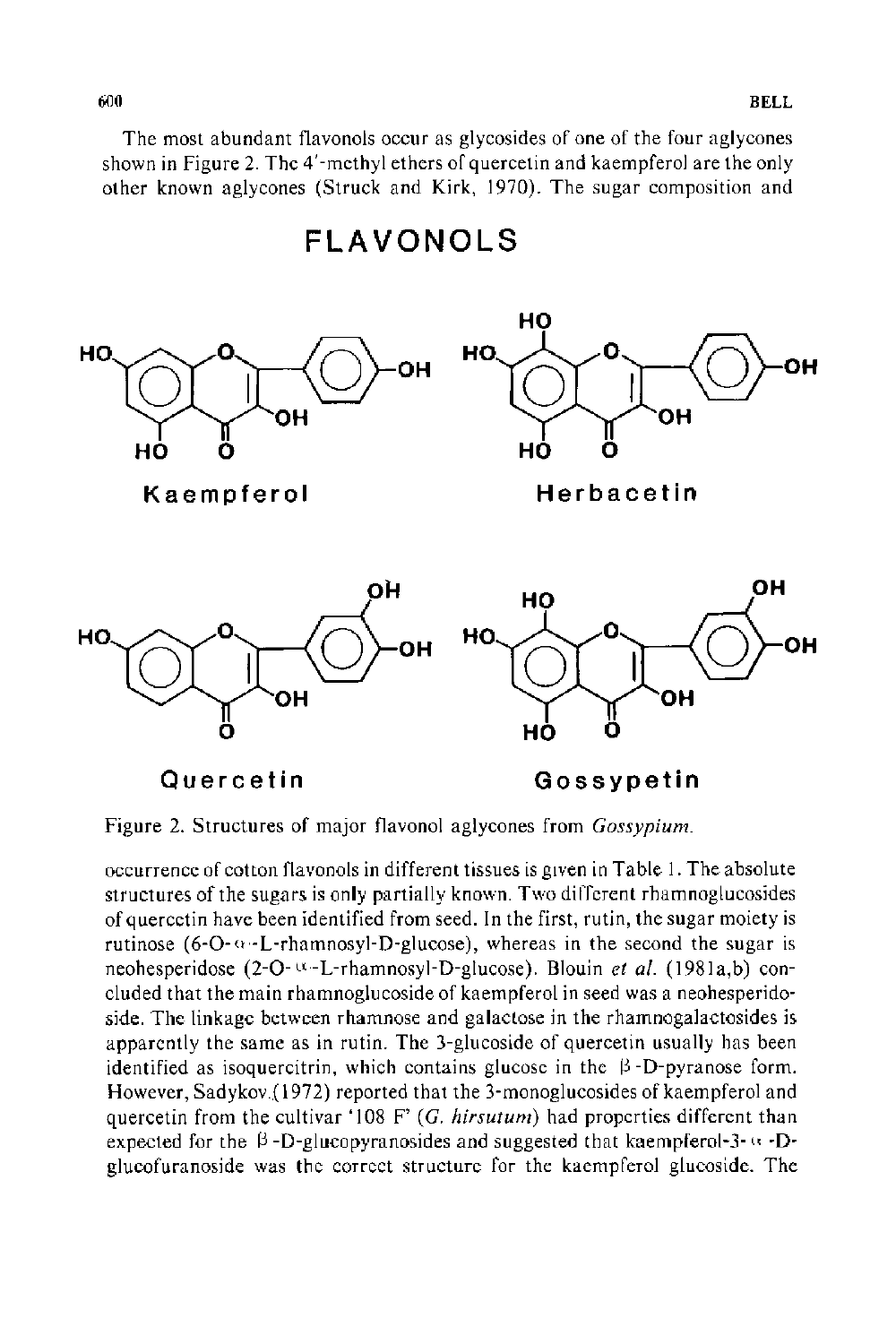The most abundant flavonols occur as glycosides of one of the four aglycones shown in Figure 2. The 4′-methyl ethers of quercetin and kaempferol are the only other known aglycones (Struck and Kirk, 1970). The sugar composition and

## FLAVONOLS

Kaempferol

Herbacetin

Quercetin

Gossypetin

Figure 2. Structures of major flavonol aglycones from *Gossypium*.

occurrence of cotton flavonols in different tissues is given in Table 1. The absolute structures of the sugars is only partially known. Two different rhamnoglucosides of quercetin have been identified from seed. In the first, rutin, the sugar moiety is rutinose (6-O-α-L-rhamnosyl-D-glucose), whereas in the second the sugar is neohesperidose (2-O-α-L-rhamnosyl-D-glucose). Blouin *et al.* (1981a,b) concluded that the main rhamnoglucoside of kaempferol in seed was a neohesperidoside. The linkage between rhamnose and galactose in the rhamnogalactosides is apparently the same as in rutin. The 3-glucoside of quercetin usually has been identified as isoquercitrin, which contains glucose in the β-D-pyranose form. However, Sadykov (1972) reported that the 3-monoglucosides of kaempferol and quercetin from the cultivar '108 F' (*G. hirsutum*) had properties different than expected for the β-D-glucopyranosides and suggested that kaempferol-3-α-D-glucofuranoside was the correct structure for the kaempferol glucoside. The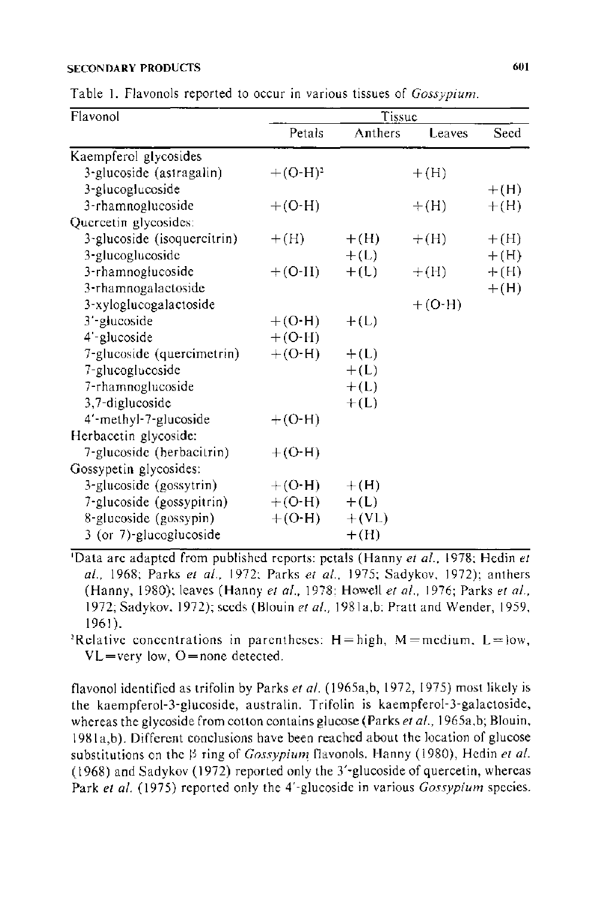Table 1. Flavonols reported to occur in various tissues of *Gossypium*.

| Flavonol | Tissue | | | |
|---|---|---|---|---|
| | Petals | Anthers | Leaves | Seed |
| Kaempferol glycosides | | | | |
| 3-glucoside (astragalin) | +(O-H)[2] | | +(H) | |
| 3-glucoglucoside | | | | +(H) |
| 3-rhamnoglucoside | +(O-H) | | +(H) | +(H) |
| Quercetin glycosides: | | | | |
| 3-glucoside (isoquercitrin) | +(H) | +(H) | +(H) | +(H) |
| 3-glucoglucoside | | +(L) | | +(H) |
| 3-rhamnoglucoside | +(O-H) | +(L) | +(H) | +(H) |
| 3-rhamnogalactoside | | | | +(H) |
| 3-xyloglucogalactoside | | | +(O-H) | |
| 3′-glucoside | +(O-H) | +(L) | | |
| 4′-glucoside | +(O-H) | | | |
| 7-glucoside (quercimetrin) | +(O-H) | +(L) | | |
| 7-glucoglucoside | | +(L) | | |
| 7-rhamnoglucoside | | +(L) | | |
| 3,7-diglucoside | | +(L) | | |
| 4′-methyl-7-glucoside | +(O-H) | | | |
| Herbacetin glycoside: | | | | |
| 7-glucoside (herbacitrin) | +(O-H) | | | |
| Gossypetin glycosides: | | | | |
| 3-glucoside (gossytrin) | +(O-H) | +(H) | | |
| 7-glucoside (gossypitrin) | +(O-H) | +(L) | | |
| 8-glucoside (gossypin) | +(O-H) | +(VL) | | |
| 3 (or 7)-glucoglucoside | | +(H) | | |

[1]Data are adapted from published reports: petals (Hanny *et al.*, 1978; Hedin *et al.*, 1968; Parks *et al.*, 1972; Parks *et al.*, 1975; Sadykov, 1972); anthers (Hanny, 1980); leaves (Hanny *et al.*, 1978; Howell *et al.*, 1976; Parks *et al.*, 1972; Sadykov, 1972); seeds (Blouin *et al.*, 1981a,b; Pratt and Wender, 1959, 1961).

[2]Relative concentrations in parentheses: H = high, M = medium, L = low, VL = very low, O = none detected.

flavonol identified as trifolin by Parks *et al.* (1965a,b, 1972, 1975) most likely is the kaempferol-3-glucoside, australin. Trifolin is kaempferol-3-galactoside, whereas the glycoside from cotton contains glucose (Parks *et al.*, 1965a,b; Blouin, 1981a,b). Different conclusions have been reached about the location of glucose substitutions on the β ring of *Gossypium* flavonols. Hanny (1980), Hedin *et al.* (1968) and Sadykov (1972) reported only the 3′-glucoside of quercetin, whereas Park *et al.* (1975) reported only the 4′-glucoside in various *Gossypium* species.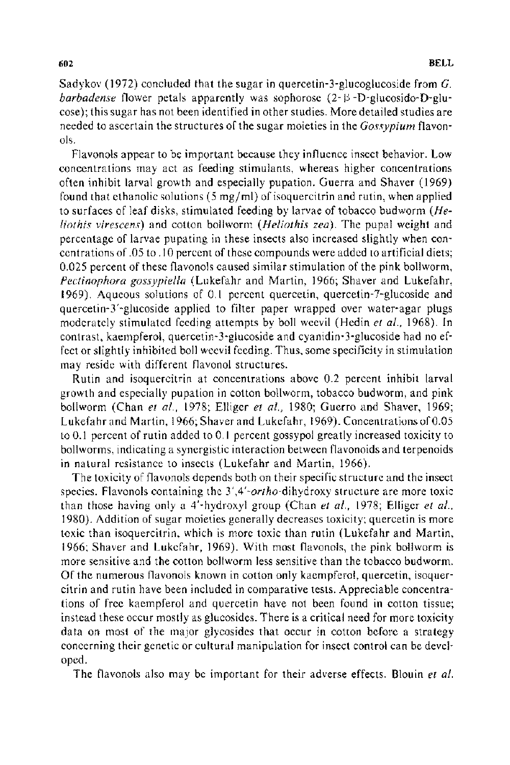Sadykov (1972) concluded that the sugar in quercetin-3-glucoglucoside from *G. barbadense* flower petals apparently was sophorose (2-β-D-glucosido-D-glucose); this sugar has not been identified in other studies. More detailed studies are needed to ascertain the structures of the sugar moieties in the *Gossypium* flavonols.

Flavonols appear to be important because they influence insect behavior. Low concentrations may act as feeding stimulants, whereas higher concentrations often inhibit larval growth and especially pupation. Guerra and Shaver (1969) found that ethanolic solutions (5 mg/ml) of isoquercitrin and rutin, when applied to surfaces of leaf disks, stimulated feeding by larvae of tobacco budworm (*Heliothis virescens*) and cotton bollworm (*Heliothis zea*). The pupal weight and percentage of larvae pupating in these insects also increased slightly when concentrations of .05 to .10 percent of these compounds were added to artificial diets; 0.025 percent of these flavonols caused similar stimulation of the pink bollworm, *Pectinophora gossypiella* (Lukefahr and Martin, 1966; Shaver and Lukefahr, 1969). Aqueous solutions of 0.1 percent quercetin, quercetin-7-glucoside and quercetin-3′-glucoside applied to filter paper wrapped over water-agar plugs moderately stimulated feeding attempts by boll weevil (Hedin *et al.*, 1968). In contrast, kaempferol, quercetin-3-glucoside and cyanidin-3-glucoside had no effect or slightly inhibited boll weevil feeding. Thus, some specificity in stimulation may reside with different flavonol structures.

Rutin and isoquercitrin at concentrations above 0.2 percent inhibit larval growth and especially pupation in cotton bollworm, tobacco budworm, and pink bollworm (Chan *et al.*, 1978; Elliger *et al.*, 1980; Guerro and Shaver, 1969; Lukefahr and Martin, 1966; Shaver and Lukefahr, 1969). Concentrations of 0.05 to 0.1 percent of rutin added to 0.1 percent gossypol greatly increased toxicity to bollworms, indicating a synergistic interaction between flavonoids and terpenoids in natural resistance to insects (Lukefahr and Martin, 1966).

The toxicity of flavonols depends both on their specific structure and the insect species. Flavonols containing the 3′,4′-*ortho*-dihydroxy structure are more toxic than those having only a 4′-hydroxyl group (Chan *et al.*, 1978; Elliger *et al.*, 1980). Addition of sugar moieties generally decreases toxicity; quercetin is more toxic than isoquercitrin, which is more toxic than rutin (Lukefahr and Martin, 1966; Shaver and Lukefahr, 1969). With most flavonols, the pink bollworm is more sensitive and the cotton bollworm less sensitive than the tobacco budworm. Of the numerous flavonols known in cotton only kaempferol, quercetin, isoquercitrin and rutin have been included in comparative tests. Appreciable concentrations of free kaempferol and quercetin have not been found in cotton tissue; instead these occur mostly as glucosides. There is a critical need for more toxicity data on most of the major glycosides that occur in cotton before a strategy concerning their genetic or cultural manipulation for insect control can be developed.

The flavonols also may be important for their adverse effects. Blouin *et al.*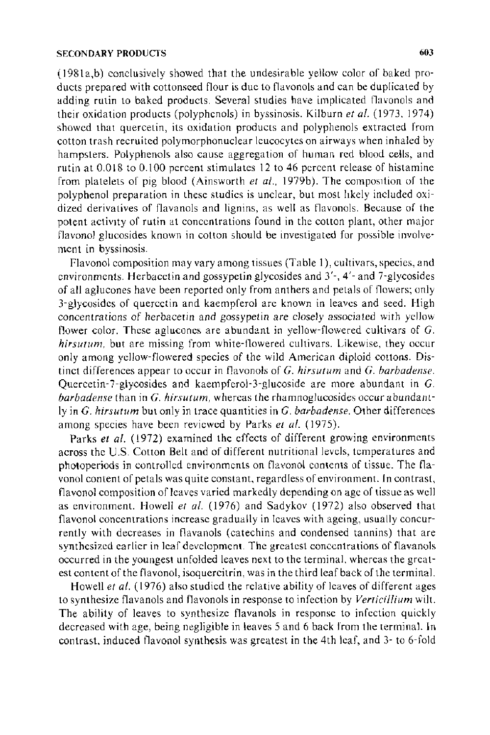(1981a,b) conclusively showed that the undesirable yellow color of baked products prepared with cottonseed flour is due to flavonols and can be duplicated by adding rutin to baked products. Several studies have implicated flavonols and their oxidation products (polyphenols) in byssinosis. Kilburn *et al.* (1973, 1974) showed that quercetin, its oxidation products and polyphenols extracted from cotton trash recruited polymorphonuclear leucocytes on airways when inhaled by hampsters. Polyphenols also cause aggregation of human red blood cells, and rutin at 0.018 to 0.100 percent stimulates 12 to 46 percent release of histamine from platelets of pig blood (Ainsworth *et al.*, 1979b). The composition of the polyphenol preparation in these studies is unclear, but most likely included oxidized derivatives of flavanols and lignins, as well as flavonols. Because of the potent activity of rutin at concentrations found in the cotton plant, other major flavonol glucosides known in cotton should be investigated for possible involvement in byssinosis.

Flavonol composition may vary among tissues (Table 1), cultivars, species, and environments. Herbacetin and gossypetin glycosides and 3′-, 4′- and 7-glycosides of all aglucones have been reported only from anthers and petals of flowers; only 3-glycosides of quercetin and kaempferol are known in leaves and seed. High concentrations of herbacetin and gossypetin are closely associated with yellow flower color. These aglucones are abundant in yellow-flowered cultivars of *G. hirsutum*, but are missing from white-flowered cultivars. Likewise, they occur only among yellow-flowered species of the wild American diploid cottons. Distinct differences appear to occur in flavonols of *G. hirsutum* and *G. barbadense*. Quercetin-7-glycosides and kaempferol-3-glucoside are more abundant in *G. barbadense* than in *G. hirsutum*, whereas the rhamnoglucosides occur abundantly in *G. hirsutum* but only in trace quantities in *G. barbadense*. Other differences among species have been reviewed by Parks *et al.* (1975).

Parks *et al.* (1972) examined the effects of different growing environments across the U.S. Cotton Belt and of different nutritional levels, temperatures and photoperiods in controlled environments on flavonol contents of tissue. The flavonol content of petals was quite constant, regardless of environment. In contrast, flavonol composition of leaves varied markedly depending on age of tissue as well as environment. Howell *et al.* (1976) and Sadykov (1972) also observed that flavonol concentrations increase gradually in leaves with ageing, usually concurrently with decreases in flavanols (catechins and condensed tannins) that are synthesized earlier in leaf development. The greatest concentrations of flavanols occurred in the youngest unfolded leaves next to the terminal, whereas the greatest content of the flavonol, isoquercitrin, was in the third leaf back of the terminal.

Howell *et al.* (1976) also studied the relative ability of leaves of different ages to synthesize flavanols and flavonols in response to infection by *Verticillium* wilt. The ability of leaves to synthesize flavanols in response to infection quickly decreased with age, being negligible in leaves 5 and 6 back from the terminal. In contrast, induced flavonol synthesis was greatest in the 4th leaf, and 3- to 6-fold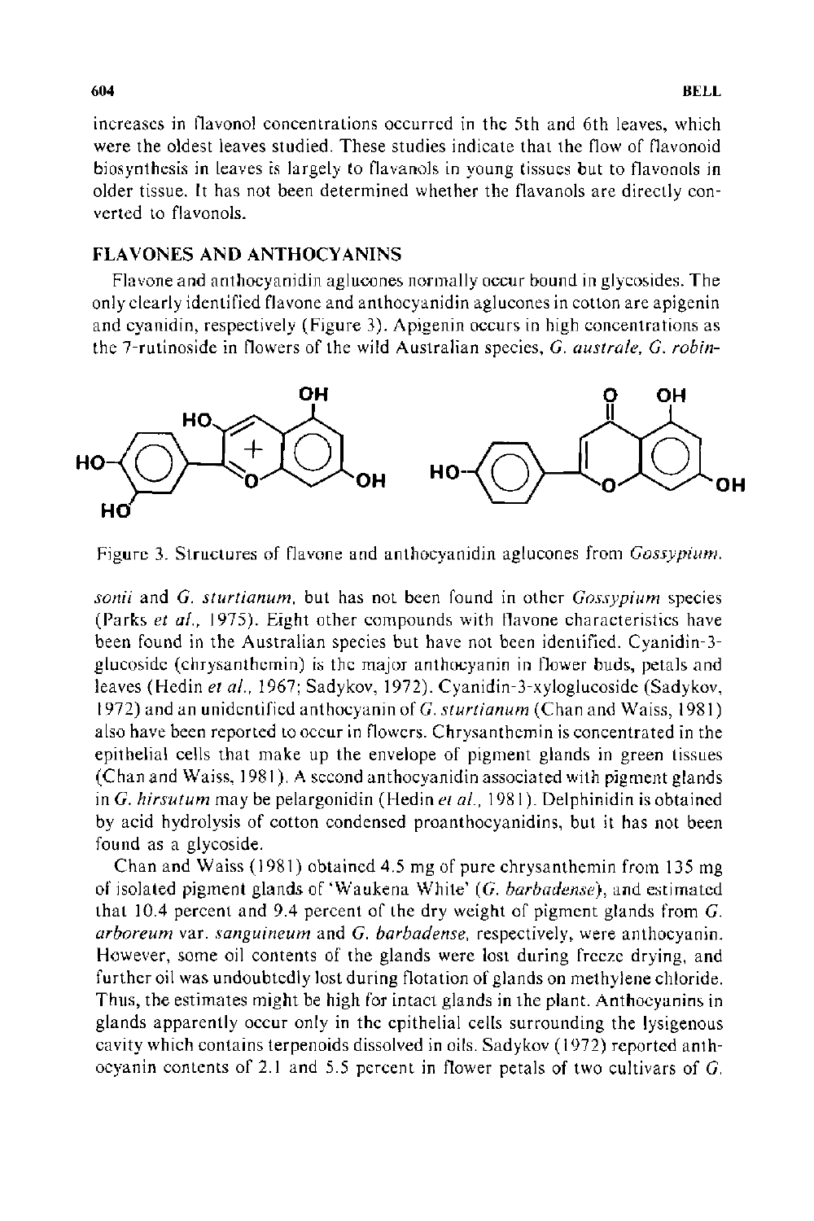increases in flavonol concentrations occurred in the 5th and 6th leaves, which were the oldest leaves studied. These studies indicate that the flow of flavonoid biosynthesis in leaves is largely to flavanols in young tissues but to flavonols in older tissue. It has not been determined whether the flavanols are directly converted to flavonols.

## FLAVONES AND ANTHOCYANINS

Flavone and anthocyanidin aglucones normally occur bound in glycosides. The only clearly identified flavone and anthocyanidin aglucones in cotton are apigenin and cyanidin, respectively (Figure 3). Apigenin occurs in high concentrations as the 7-rutinoside in flowers of the wild Australian species, *G. australe*, *G. robinsonii* and *G. sturtianum*, but has not been found in other *Gossypium* species (Parks *et al.*, 1975). Eight other compounds with flavone characteristics have been found in the Australian species but have not been identified. Cyanidin-3-glucoside (chrysanthemin) is the major anthocyanin in flower buds, petals and leaves (Hedin *et al.*, 1967; Sadykov, 1972). Cyanidin-3-xyloglucoside (Sadykov, 1972) and an unidentified anthocyanin of *G. sturtianum* (Chan and Waiss, 1981) also have been reported to occur in flowers. Chrysanthemin is concentrated in the epithelial cells that make up the envelope of pigment glands in green tissues (Chan and Waiss, 1981). A second anthocyanidin associated with pigment glands in *G. hirsutum* may be pelargonidin (Hedin *et al.*, 1981). Delphinidin is obtained by acid hydrolysis of cotton condensed proanthocyanidins, but it has not been found as a glycoside.

Figure 3. Structures of flavone and anthocyanidin aglucones from *Gossypium*.

Chan and Waiss (1981) obtained 4.5 mg of pure chrysanthemin from 135 mg of isolated pigment glands of 'Waukena White' (*G. barbadense*), and estimated that 10.4 percent and 9.4 percent of the dry weight of pigment glands from *G. arboreum* var. *sanguineum* and *G. barbadense*, respectively, were anthocyanin. However, some oil contents of the glands were lost during freeze drying, and further oil was undoubtedly lost during flotation of glands on methylene chloride. Thus, the estimates might be high for intact glands in the plant. Anthocyanins in glands apparently occur only in the epithelial cells surrounding the lysigenous cavity which contains terpenoids dissolved in oils. Sadykov (1972) reported anthocyanin contents of 2.1 and 5.5 percent in flower petals of two cultivars of *G.*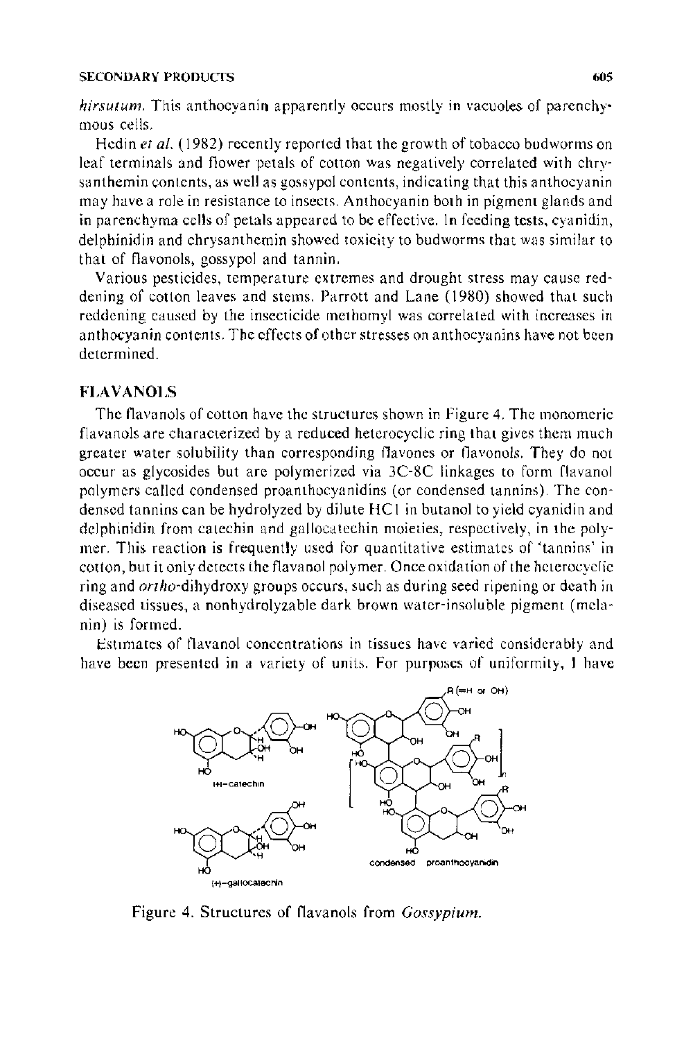*hirsutum*. This anthocyanin apparently occurs mostly in vacuoles of parenchymous cells.

Hedin *et al.* (1982) recently reported that the growth of tobacco budworms on leaf terminals and flower petals of cotton was negatively correlated with chrysanthemin contents, as well as gossypol contents, indicating that this anthocyanin may have a role in resistance to insects. Anthocyanin both in pigment glands and in parenchyma cells of petals appeared to be effective. In feeding tests, cyanidin, delphinidin and chrysanthemin showed toxicity to budworms that was similar to that of flavonols, gossypol and tannin.

Various pesticides, temperature extremes and drought stress may cause reddening of cotton leaves and stems. Parrott and Lane (1980) showed that such reddening caused by the insecticide methomyl was correlated with increases in anthocyanin contents. The effects of other stresses on anthocyanins have not been determined.

## FLAVANOLS

The flavanols of cotton have the structures shown in Figure 4. The monomeric flavanols are characterized by a reduced heterocyclic ring that gives them much greater water solubility than corresponding flavones or flavonols. They do not occur as glycosides but are polymerized via 3C-8C linkages to form flavanol polymers called condensed proanthocyanidins (or condensed tannins). The condensed tannins can be hydrolyzed by dilute HCl in butanol to yield cyanidin and delphinidin from catechin and gallocatechin moieties, respectively, in the polymer. This reaction is frequently used for quantitative estimates of 'tannins' in cotton, but it only detects the flavanol polymer. Once oxidation of the heterocyclic ring and *ortho*-dihydroxy groups occurs, such as during seed ripening or death in diseased tissues, a nonhydrolyzable dark brown water-insoluble pigment (melanin) is formed.

Estimates of flavanol concentrations in tissues have varied considerably and have been presented in a variety of units. For purposes of uniformity, I have

(+)-catechin

(+)-gallocatechin

condensed proanthocyanidin

R (=H or OH)

Figure 4. Structures of flavanols from *Gossypium*.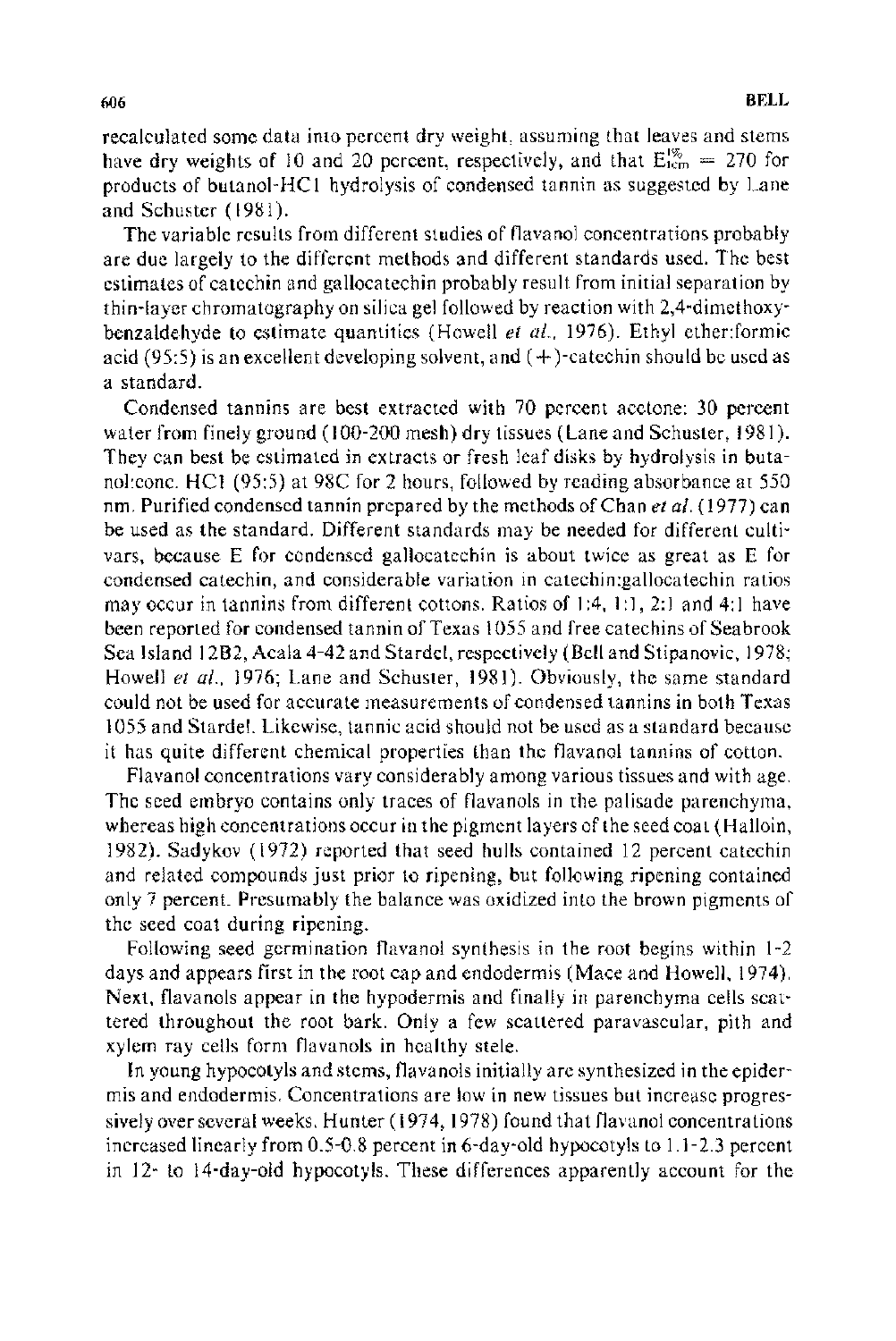recalculated some data into percent dry weight, assuming that leaves and stems have dry weights of 10 and 20 percent, respectively, and that $E^{1\%}_{1cm} = 270$ for products of butanol-HCl hydrolysis of condensed tannin as suggested by Lane and Schuster (1981).

The variable results from different studies of flavanol concentrations probably are due largely to the different methods and different standards used. The best estimates of catechin and gallocatechin probably result from initial separation by thin-layer chromatography on silica gel followed by reaction with 2,4-dimethoxybenzaldehyde to estimate quantities (Howell *et al.*, 1976). Ethyl ether:formic acid (95:5) is an excellent developing solvent, and (+)-catechin should be used as a standard.

Condensed tannins are best extracted with 70 percent acetone: 30 percent water from finely ground (100-200 mesh) dry tissues (Lane and Schuster, 1981). They can best be estimated in extracts or fresh leaf disks by hydrolysis in butanol:conc. HCl (95:5) at 98C for 2 hours, followed by reading absorbance at 550 nm. Purified condensed tannin prepared by the methods of Chan *et al.* (1977) can be used as the standard. Different standards may be needed for different cultivars, because E for condensed gallocatechin is about twice as great as E for condensed catechin, and considerable variation in catechin:gallocatechin ratios may occur in tannins from different cottons. Ratios of 1:4, 1:1, 2:1 and 4:1 have been reported for condensed tannin of Texas 1055 and free catechins of Seabrook Sea Island 12B2, Acala 4-42 and Stardel, respectively (Bell and Stipanovic, 1978; Howell *et al.*, 1976; Lane and Schuster, 1981). Obviously, the same standard could not be used for accurate measurements of condensed tannins in both Texas 1055 and Stardel. Likewise, tannic acid should not be used as a standard because it has quite different chemical properties than the flavanol tannins of cotton.

Flavanol concentrations vary considerably among various tissues and with age. The seed embryo contains only traces of flavanols in the palisade parenchyma, whereas high concentrations occur in the pigment layers of the seed coat (Halloin, 1982). Sadykov (1972) reported that seed hulls contained 12 percent catechin and related compounds just prior to ripening, but following ripening contained only 7 percent. Presumably the balance was oxidized into the brown pigments of the seed coat during ripening.

Following seed germination flavanol synthesis in the root begins within 1-2 days and appears first in the root cap and endodermis (Mace and Howell, 1974). Next, flavanols appear in the hypodermis and finally in parenchyma cells scattered throughout the root bark. Only a few scattered paravascular, pith and xylem ray cells form flavanols in healthy stele.

In young hypocotyls and stems, flavanols initially are synthesized in the epidermis and endodermis. Concentrations are low in new tissues but increase progressively over several weeks. Hunter (1974, 1978) found that flavanol concentrations increased linearly from 0.5-0.8 percent in 6-day-old hypocotyls to 1.1-2.3 percent in 12- to 14-day-old hypocotyls. These differences apparently account for the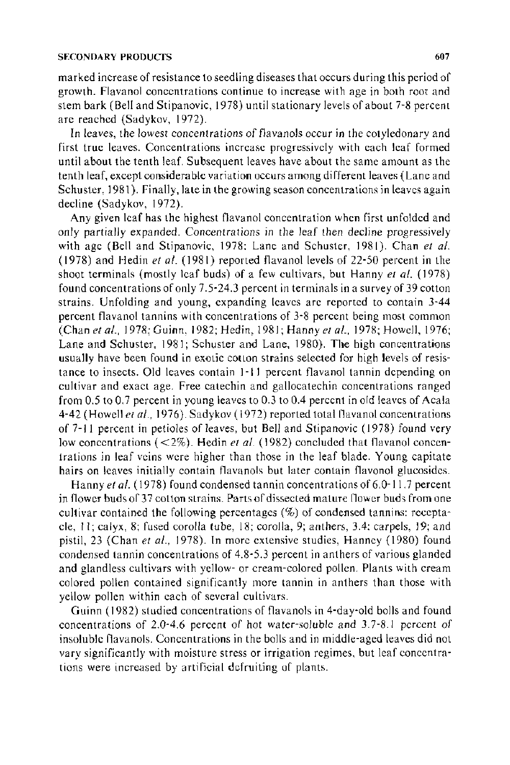marked increase of resistance to seedling diseases that occurs during this period of growth. Flavanol concentrations continue to increase with age in both root and stem bark (Bell and Stipanovic, 1978) until stationary levels of about 7-8 percent are reached (Sadykov, 1972).

In leaves, the lowest concentrations of flavanols occur in the cotyledonary and first true leaves. Concentrations increase progressively with each leaf formed until about the tenth leaf. Subsequent leaves have about the same amount as the tenth leaf, except considerable variation occurs among different leaves (Lane and Schuster, 1981). Finally, late in the growing season concentrations in leaves again decline (Sadykov, 1972).

Any given leaf has the highest flavanol concentration when first unfolded and only partially expanded. Concentrations in the leaf then decline progressively with age (Bell and Stipanovic, 1978; Lane and Schuster, 1981). Chan *et al.* (1978) and Hedin *et al.* (1981) reported flavanol levels of 22-50 percent in the shoot terminals (mostly leaf buds) of a few cultivars, but Hanny *et al.* (1978) found concentrations of only 7.5-24.3 percent in terminals in a survey of 39 cotton strains. Unfolding and young, expanding leaves are reported to contain 3-44 percent flavanol tannins with concentrations of 3-8 percent being most common (Chan *et al.*, 1978; Guinn, 1982; Hedin, 1981; Hanny *et al.*, 1978; Howell, 1976; Lane and Schuster, 1981; Schuster and Lane, 1980). The high concentrations usually have been found in exotic cotton strains selected for high levels of resistance to insects. Old leaves contain 1-11 percent flavanol tannin depending on cultivar and exact age. Free catechin and gallocatechin concentrations ranged from 0.5 to 0.7 percent in young leaves to 0.3 to 0.4 percent in old leaves of Acala 4-42 (Howell *et al.*, 1976). Sadykov (1972) reported total flavanol concentrations of 7-11 percent in petioles of leaves, but Bell and Stipanovic (1978) found very low concentrations (<2%). Hedin *et al.* (1982) concluded that flavanol concentrations in leaf veins were higher than those in the leaf blade. Young capitate hairs on leaves initially contain flavanols but later contain flavonol glucosides.

Hanny *et al.* (1978) found condensed tannin concentrations of 6.0-11.7 percent in flower buds of 37 cotton strains. Parts of dissected mature flower buds from one cultivar contained the following percentages (%) of condensed tannins: receptacle, 11; calyx, 8; fused corolla tube, 18; corolla, 9; anthers, 3.4; carpels, 19; and pistil, 23 (Chan *et al.*, 1978). In more extensive studies, Hanney (1980) found condensed tannin concentrations of 4.8-5.3 percent in anthers of various glanded and glandless cultivars with yellow- or cream-colored pollen. Plants with cream colored pollen contained significantly more tannin in anthers than those with yellow pollen within each of several cultivars.

Guinn (1982) studied concentrations of flavanols in 4-day-old bolls and found concentrations of 2.0-4.6 percent of hot water-soluble and 3.7-8.1 percent of insoluble flavanols. Concentrations in the bolls and in middle-aged leaves did not vary significantly with moisture stress or irrigation regimes, but leaf concentrations were increased by artificial defruiting of plants.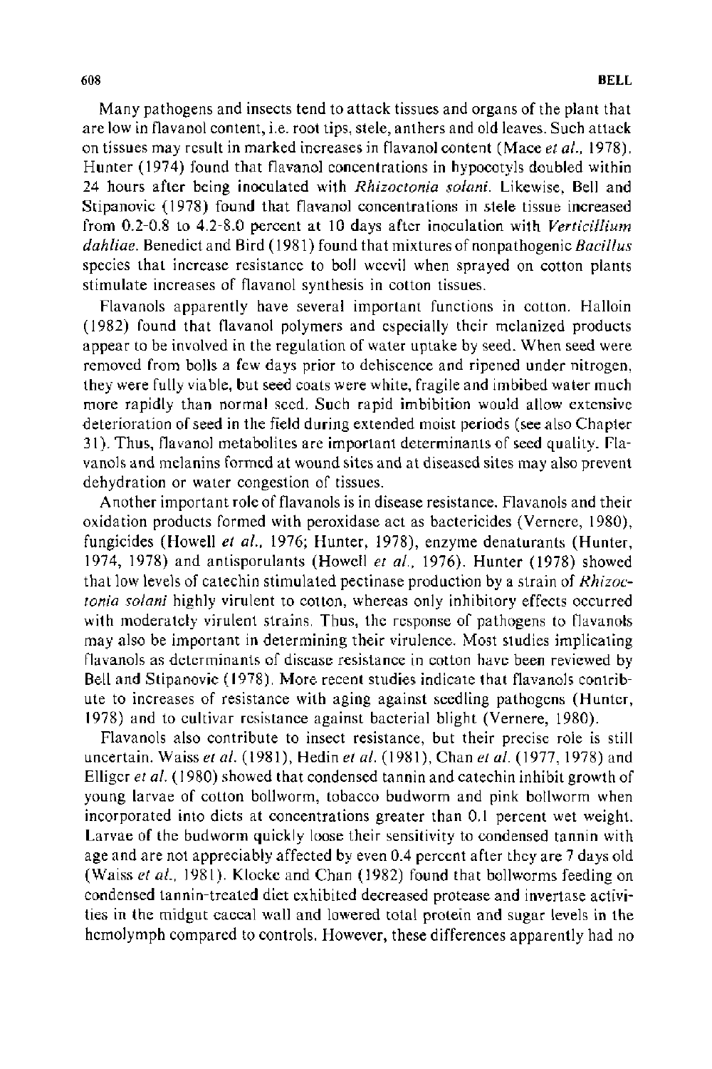Many pathogens and insects tend to attack tissues and organs of the plant that are low in flavanol content, i.e. root tips, stele, anthers and old leaves. Such attack on tissues may result in marked increases in flavanol content (Mace *et al.*, 1978). Hunter (1974) found that flavanol concentrations in hypocotyls doubled within 24 hours after being inoculated with *Rhizoctonia solani*. Likewise, Bell and Stipanovic (1978) found that flavanol concentrations in stele tissue increased from 0.2-0.8 to 4.2-8.0 percent at 10 days after inoculation with *Verticillium dahliae*. Benedict and Bird (1981) found that mixtures of nonpathogenic *Bacillus* species that increase resistance to boll weevil when sprayed on cotton plants stimulate increases of flavanol synthesis in cotton tissues.

Flavanols apparently have several important functions in cotton. Halloin (1982) found that flavanol polymers and especially their melanized products appear to be involved in the regulation of water uptake by seed. When seed were removed from bolls a few days prior to dehiscence and ripened under nitrogen, they were fully viable, but seed coats were white, fragile and imbibed water much more rapidly than normal seed. Such rapid imbibition would allow extensive deterioration of seed in the field during extended moist periods (see also Chapter 31). Thus, flavanol metabolites are important determinants of seed quality. Flavanols and melanins formed at wound sites and at diseased sites may also prevent dehydration or water congestion of tissues.

Another important role of flavanols is in disease resistance. Flavanols and their oxidation products formed with peroxidase act as bactericides (Vernere, 1980), fungicides (Howell *et al.*, 1976; Hunter, 1978), enzyme denaturants (Hunter, 1974, 1978) and antisporulants (Howell *et al.*, 1976). Hunter (1978) showed that low levels of catechin stimulated pectinase production by a strain of *Rhizoctonia solani* highly virulent to cotton, whereas only inhibitory effects occurred with moderately virulent strains. Thus, the response of pathogens to flavanols may also be important in determining their virulence. Most studies implicating flavanols as determinants of disease resistance in cotton have been reviewed by Bell and Stipanovic (1978). More recent studies indicate that flavanols contribute to increases of resistance with aging against seedling pathogens (Hunter, 1978) and to cultivar resistance against bacterial blight (Vernere, 1980).

Flavanols also contribute to insect resistance, but their precise role is still uncertain. Waiss *et al.* (1981), Hedin *et al.* (1981), Chan *et al.* (1977, 1978) and Elliger *et al.* (1980) showed that condensed tannin and catechin inhibit growth of young larvae of cotton bollworm, tobacco budworm and pink bollworm when incorporated into diets at concentrations greater than 0.1 percent wet weight. Larvae of the budworm quickly loose their sensitivity to condensed tannin with age and are not appreciably affected by even 0.4 percent after they are 7 days old (Waiss *et al.*, 1981). Klocke and Chan (1982) found that bollworms feeding on condensed tannin-treated diet exhibited decreased protease and invertase activities in the midgut caecal wall and lowered total protein and sugar levels in the hemolymph compared to controls. However, these differences apparently had no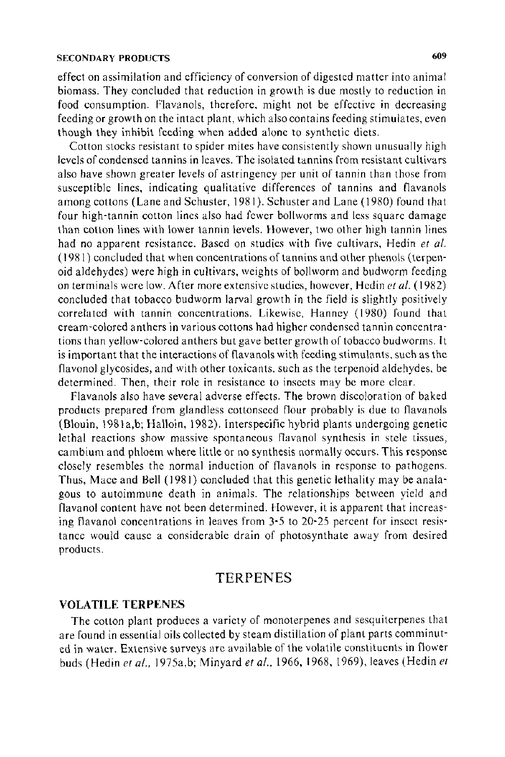effect on assimilation and efficiency of conversion of digested matter into animal biomass. They concluded that reduction in growth is due mostly to reduction in food consumption. Flavanols, therefore, might not be effective in decreasing feeding or growth on the intact plant, which also contains feeding stimulates, even though they inhibit feeding when added alone to synthetic diets.

Cotton stocks resistant to spider mites have consistently shown unusually high levels of condensed tannins in leaves. The isolated tannins from resistant cultivars also have shown greater levels of astringency per unit of tannin than those from susceptible lines, indicating qualitative differences of tannins and flavanols among cottons (Lane and Schuster, 1981). Schuster and Lane (1980) found that four high-tannin cotton lines also had fewer bollworms and less square damage than cotton lines with lower tannin levels. However, two other high tannin lines had no apparent resistance. Based on studies with five cultivars, Hedin *et al.* (1981) concluded that when concentrations of tannins and other phenols (terpenoid aldehydes) were high in cultivars, weights of bollworm and budworm feeding on terminals were low. After more extensive studies, however, Hedin *et al.* (1982) concluded that tobacco budworm larval growth in the field is slightly positively correlated with tannin concentrations. Likewise, Hanney (1980) found that cream-colored anthers in various cottons had higher condensed tannin concentrations than yellow-colored anthers but gave better growth of tobacco budworms. It is important that the interactions of flavanols with feeding stimulants, such as the flavonol glycosides, and with other toxicants, such as the terpenoid aldehydes, be determined. Then, their role in resistance to insects may be more clear.

Flavanols also have several adverse effects. The brown discoloration of baked products prepared from glandless cottonseed flour probably is due to flavanols (Blouin, 1981a,b; Halloin, 1982). Interspecific hybrid plants undergoing genetic lethal reactions show massive spontaneous flavanol synthesis in stele tissues, cambium and phloem where little or no synthesis normally occurs. This response closely resembles the normal induction of flavanols in response to pathogens. Thus, Mace and Bell (1981) concluded that this genetic lethality may be analagous to autoimmune death in animals. The relationships between yield and flavanol content have not been determined. However, it is apparent that increasing flavanol concentrations in leaves from 3-5 to 20-25 percent for insect resistance would cause a considerable drain of photosynthate away from desired products.

## TERPENES

### VOLATILE TERPENES

The cotton plant produces a variety of monoterpenes and sesquiterpenes that are found in essential oils collected by steam distillation of plant parts comminuted in water. Extensive surveys are available of the volatile constituents in flower buds (Hedin *et al.*, 1975a,b; Minyard *et al.*, 1966, 1968, 1969), leaves (Hedin *et*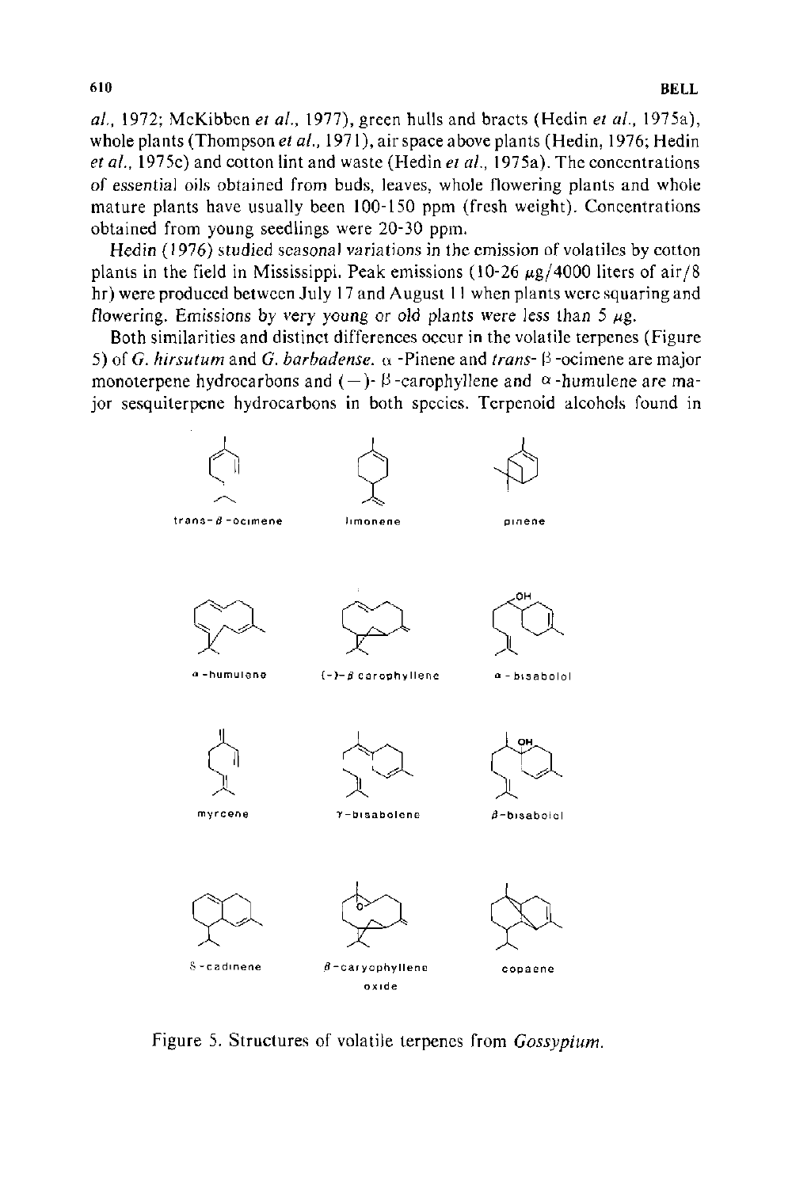al., 1972; McKibben *et al.*, 1977), green hulls and bracts (Hedin *et al.*, 1975a), whole plants (Thompson *et al.*, 1971), air space above plants (Hedin, 1976; Hedin *et al.*, 1975c) and cotton lint and waste (Hedin *et al.*, 1975a). The concentrations of essential oils obtained from buds, leaves, whole flowering plants and whole mature plants have usually been 100-150 ppm (fresh weight). Concentrations obtained from young seedlings were 20-30 ppm.

Hedin (1976) studied seasonal variations in the emission of volatiles by cotton plants in the field in Mississippi. Peak emissions (10-26 $\mu$g/4000 liters of air/8 hr) were produced between July 17 and August 11 when plants were squaring and flowering. Emissions by very young or old plants were less than 5 $\mu$g.

Both similarities and distinct differences occur in the volatile terpenes (Figure 5) of *G. hirsutum* and *G. barbadense*. $\alpha$-Pinene and *trans*-$\beta$-ocimene are major monoterpene hydrocarbons and (−)-$\beta$-carophyllene and $\alpha$-humulene are major sesquiterpene hydrocarbons in both species. Terpenoid alcohols found in

trans-$\beta$-ocimene  limonene  pinene

$\alpha$-humulene  (−)-$\beta$ carophyllene  $\alpha$-bisabolol

myrcene  $\gamma$-bisabolene  $\beta$-bisabolol

$\delta$-cadinene  $\beta$-caryophyllene oxide  copaene

Figure 5. Structures of volatile terpenes from *Gossypium*.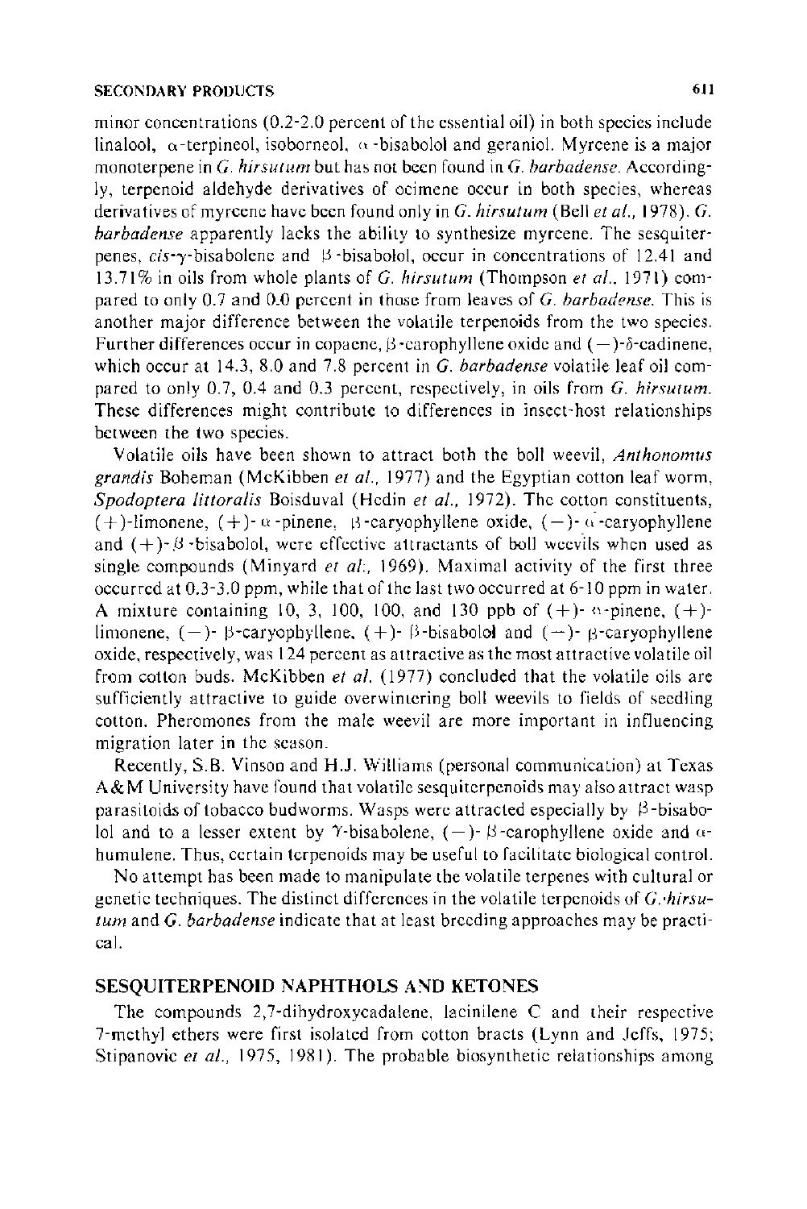minor concentrations (0.2-2.0 percent of the essential oil) in both species include linalool, α-terpineol, isoborneol, α-bisabolol and geraniol. Myrcene is a major monoterpene in *G. hirsutum* but has not been found in *G. barbadense*. Accordingly, terpenoid aldehyde derivatives of ocimene occur in both species, whereas derivatives of myrcene have been found only in *G. hirsutum* (Bell *et al.*, 1978). *G. barbadense* apparently lacks the ability to synthesize myrcene. The sesquiterpenes, *cis*-γ-bisabolene and β-bisabolol, occur in concentrations of 12.41 and 13.71% in oils from whole plants of *G. hirsutum* (Thompson *et al.*, 1971) compared to only 0.7 and 0.0 percent in those from leaves of *G. barbadense*. This is another major difference between the volatile terpenoids from the two species. Further differences occur in copaene, β-carophyllene oxide and (−)-δ-cadinene, which occur at 14.3, 8.0 and 7.8 percent in *G. barbadense* volatile leaf oil compared to only 0.7, 0.4 and 0.3 percent, respectively, in oils from *G. hirsutum*. These differences might contribute to differences in insect-host relationships between the two species.

Volatile oils have been shown to attract both the boll weevil, *Anthonomus grandis* Boheman (McKibben *et al.*, 1977) and the Egyptian cotton leaf worm, *Spodoptera littoralis* Boisduval (Hedin *et al.*, 1972). The cotton constituents, (+)-limonene, (+)-α-pinene, β-caryophyllene oxide, (−)-α-caryophyllene and (+)-β-bisabolol, were effective attractants of boll weevils when used as single compounds (Minyard *et al.*, 1969). Maximal activity of the first three occurred at 0.3-3.0 ppm, while that of the last two occurred at 6-10 ppm in water. A mixture containing 10, 3, 100, 100, and 130 ppb of (+)-α-pinene, (+)-limonene, (−)-β-caryophyllene, (+)-β-bisabolol and (−)-β-caryophyllene oxide, respectively, was 124 percent as attractive as the most attractive volatile oil from cotton buds. McKibben *et al.* (1977) concluded that the volatile oils are sufficiently attractive to guide overwintering boll weevils to fields of seedling cotton. Pheromones from the male weevil are more important in influencing migration later in the season.

Recently, S.B. Vinson and H.J. Williams (personal communication) at Texas A&M University have found that volatile sesquiterpenoids may also attract wasp parasitoids of tobacco budworms. Wasps were attracted especially by β-bisabolol and to a lesser extent by γ-bisabolene, (−)-β-carophyllene oxide and α-humulene. Thus, certain terpenoids may be useful to facilitate biological control.

No attempt has been made to manipulate the volatile terpenes with cultural or genetic techniques. The distinct differences in the volatile terpenoids of *G. hirsutum* and *G. barbadense* indicate that at least breeding approaches may be practical.

## SESQUITERPENOID NAPHTHOLS AND KETONES

The compounds 2,7-dihydroxycadalene, lacinilene C and their respective 7-methyl ethers were first isolated from cotton bracts (Lynn and Jeffs, 1975; Stipanovic *et al.*, 1975, 1981). The probable biosynthetic relationships among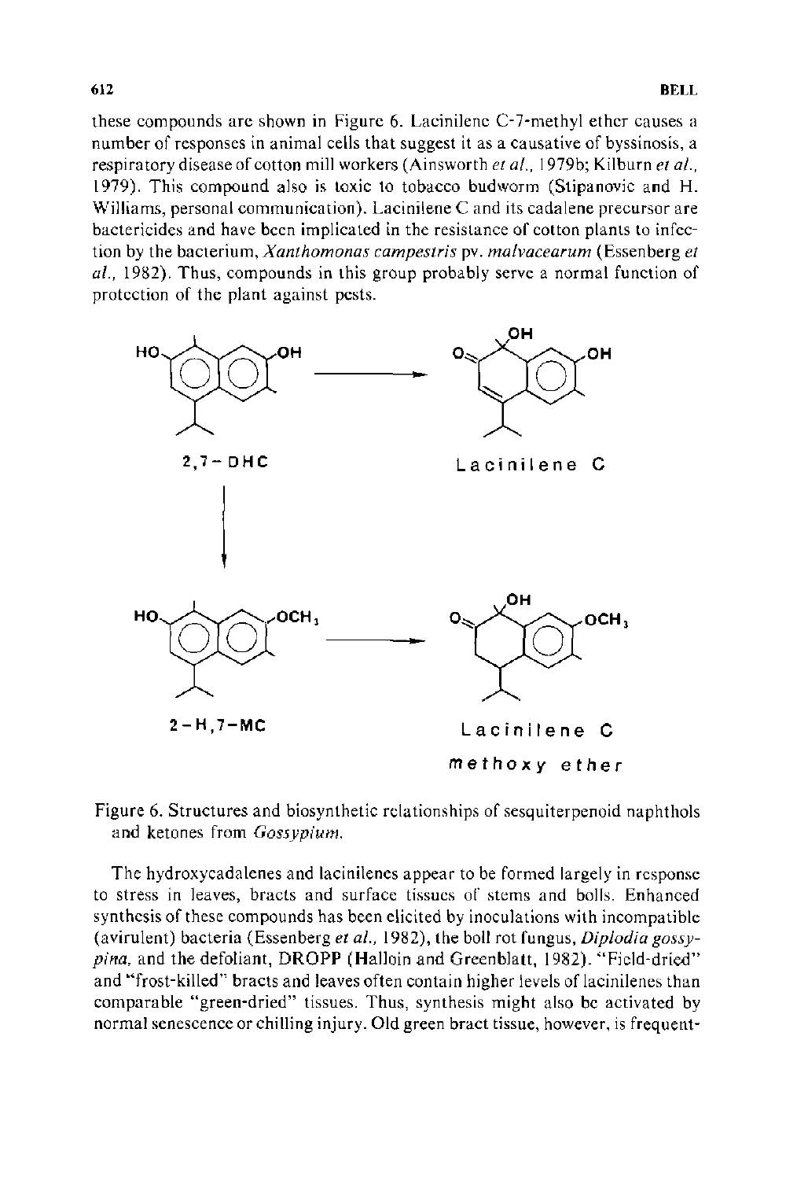these compounds are shown in Figure 6. Lacinilene C-7-methyl ether causes a number of responses in animal cells that suggest it as a causative of byssinosis, a respiratory disease of cotton mill workers (Ainsworth *et al.*, 1979b; Kilburn *et al.*, 1979). This compound also is toxic to tobacco budworm (Stipanovic and H. Williams, personal communication). Lacinilene C and its cadalene precursor are bactericides and have been implicated in the resistance of cotton plants to infection by the bacterium, *Xanthomonas campestris* pv. *malvacearum* (Essenberg *et al.*, 1982). Thus, compounds in this group probably serve a normal function of protection of the plant against pests.

2,7-DHC → Lacinilene C

2-H,7-MC → Lacinilene C methoxy ether

Figure 6. Structures and biosynthetic relationships of sesquiterpenoid naphthols and ketones from *Gossypium*.

The hydroxycadalenes and lacinilenes appear to be formed largely in response to stress in leaves, bracts and surface tissues of stems and bolls. Enhanced synthesis of these compounds has been elicited by inoculations with incompatible (avirulent) bacteria (Essenberg *et al.*, 1982), the boll rot fungus, *Diplodia gossypina*, and the defoliant, DROPP (Halloin and Greenblatt, 1982). "Field-dried" and "frost-killed" bracts and leaves often contain higher levels of lacinilenes than comparable "green-dried" tissues. Thus, synthesis might also be activated by normal senescence or chilling injury. Old green bract tissue, however, is frequent-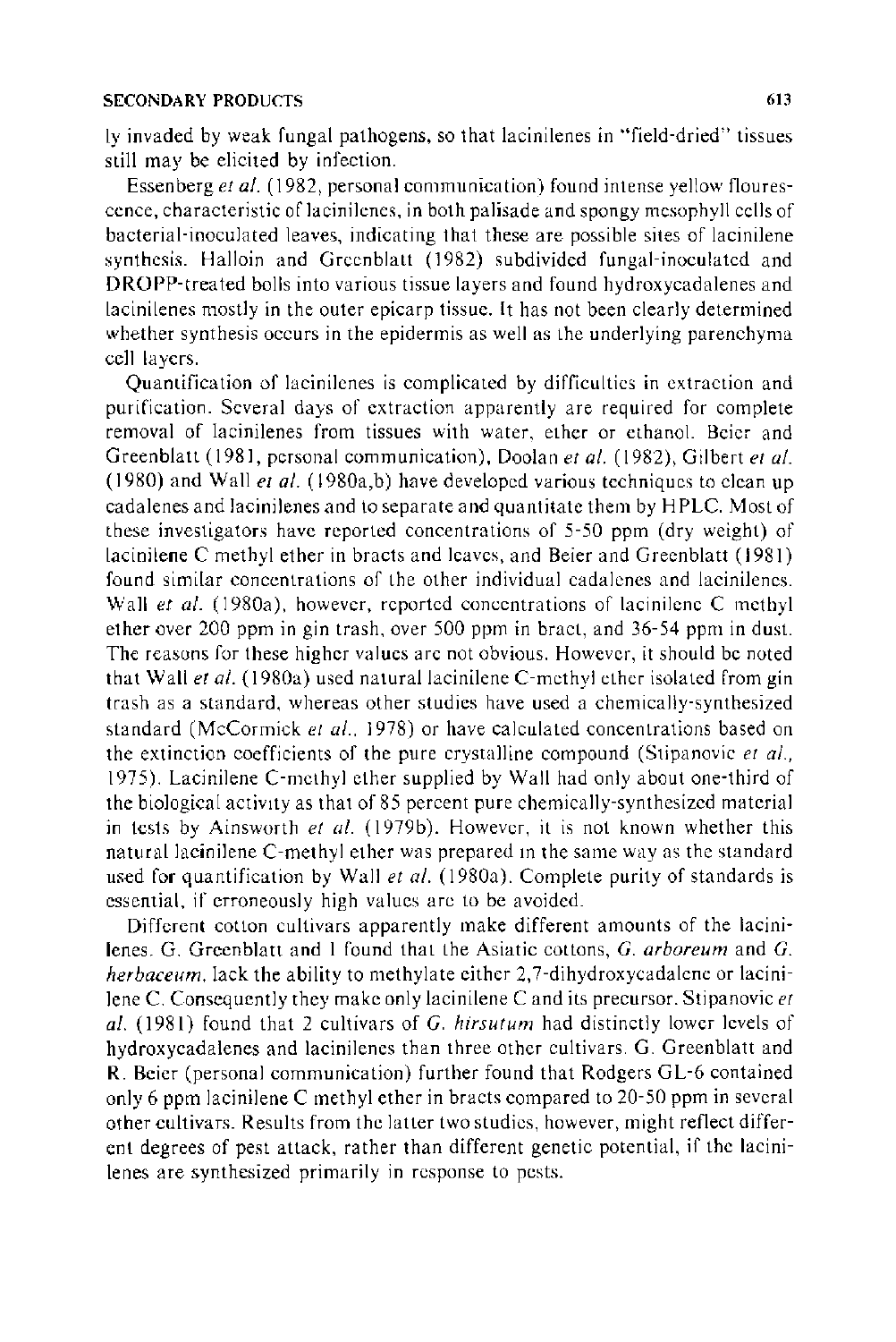ly invaded by weak fungal pathogens, so that lacinilenes in "field-dried" tissues still may be elicited by infection.

Essenberg *et al.* (1982, personal communication) found intense yellow flourescence, characteristic of lacinilenes, in both palisade and spongy mesophyll cells of bacterial-inoculated leaves, indicating that these are possible sites of lacinilene synthesis. Halloin and Greenblatt (1982) subdivided fungal-inoculated and DROPP-treated bolls into various tissue layers and found hydroxycadalenes and lacinilenes mostly in the outer epicarp tissue. It has not been clearly determined whether synthesis occurs in the epidermis as well as the underlying parenchyma cell layers.

Quantification of lacinilenes is complicated by difficulties in extraction and purification. Several days of extraction apparently are required for complete removal of lacinilenes from tissues with water, ether or ethanol. Beier and Greenblatt (1981, personal communication), Doolan *et al.* (1982), Gilbert *et al.* (1980) and Wall *et al.* (1980a,b) have developed various techniques to clean up cadalenes and lacinilenes and to separate and quantitate them by HPLC. Most of these investigators have reported concentrations of 5-50 ppm (dry weight) of lacinilene C methyl ether in bracts and leaves, and Beier and Greenblatt (1981) found similar concentrations of the other individual cadalenes and lacinilenes. Wall *et al.* (1980a), however, reported concentrations of lacinilene C methyl ether over 200 ppm in gin trash, over 500 ppm in bract, and 36-54 ppm in dust. The reasons for these higher values are not obvious. However, it should be noted that Wall *et al.* (1980a) used natural lacinilene C-methyl ether isolated from gin trash as a standard, whereas other studies have used a chemically-synthesized standard (McCormick *et al.*, 1978) or have calculated concentrations based on the extinction coefficients of the pure crystalline compound (Stipanovic *et al.*, 1975). Lacinilene C-methyl ether supplied by Wall had only about one-third of the biological activity as that of 85 percent pure chemically-synthesized material in tests by Ainsworth *et al.* (1979b). However, it is not known whether this natural lacinilene C-methyl ether was prepared in the same way as the standard used for quantification by Wall *et al.* (1980a). Complete purity of standards is essential, if erroneously high values are to be avoided.

Different cotton cultivars apparently make different amounts of the lacinilenes. G. Greenblatt and I found that the Asiatic cottons, *G. arboreum* and *G. herbaceum*, lack the ability to methylate either 2,7-dihydroxycadalene or lacinilene C. Consequently they make only lacinilene C and its precursor. Stipanovic *et al.* (1981) found that 2 cultivars of *G. hirsutum* had distinctly lower levels of hydroxycadalenes and lacinilenes than three other cultivars. G. Greenblatt and R. Beier (personal communication) further found that Rodgers GL-6 contained only 6 ppm lacinilene C methyl ether in bracts compared to 20-50 ppm in several other cultivars. Results from the latter two studies, however, might reflect different degrees of pest attack, rather than different genetic potential, if the lacinilenes are synthesized primarily in response to pests.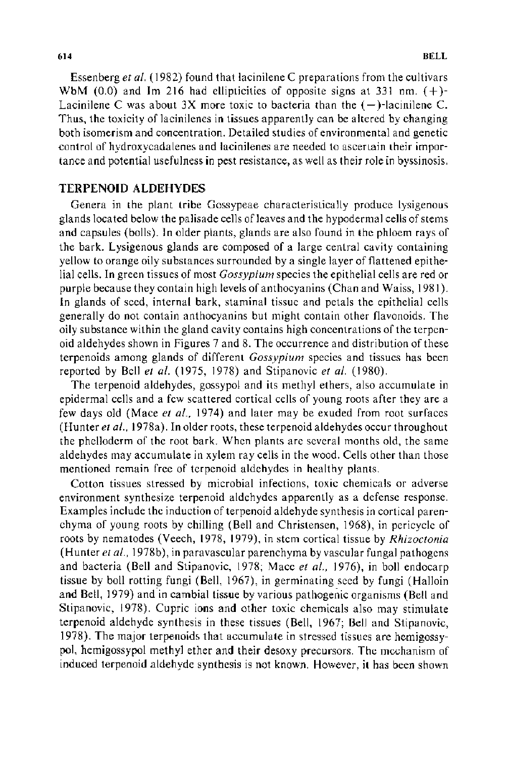Essenberg *et al.* (1982) found that lacinilene C preparations from the cultivars WbM (0.0) and Im 216 had ellipticities of opposite signs at 331 nm. (+)-Lacinilene C was about 3X more toxic to bacteria than the (−)-lacinilene C. Thus, the toxicity of lacinilenes in tissues apparently can be altered by changing both isomerism and concentration. Detailed studies of environmental and genetic control of hydroxycadalenes and lacinilenes are needed to ascertain their importance and potential usefulness in pest resistance, as well as their role in byssinosis.

## TERPENOID ALDEHYDES

Genera in the plant tribe Gossypeae characteristically produce lysigenous glands located below the palisade cells of leaves and the hypodermal cells of stems and capsules (bolls). In older plants, glands are also found in the phloem rays of the bark. Lysigenous glands are composed of a large central cavity containing yellow to orange oily substances surrounded by a single layer of flattened epithelial cells. In green tissues of most *Gossypium* species the epithelial cells are red or purple because they contain high levels of anthocyanins (Chan and Waiss, 1981). In glands of seed, internal bark, staminal tissue and petals the epithelial cells generally do not contain anthocyanins but might contain other flavonoids. The oily substance within the gland cavity contains high concentrations of the terpenoid aldehydes shown in Figures 7 and 8. The occurrence and distribution of these terpenoids among glands of different *Gossypium* species and tissues has been reported by Bell *et al.* (1975, 1978) and Stipanovic *et al.* (1980).

The terpenoid aldehydes, gossypol and its methyl ethers, also accumulate in epidermal cells and a few scattered cortical cells of young roots after they are a few days old (Mace *et al.*, 1974) and later may be exuded from root surfaces (Hunter *et al.*, 1978a). In older roots, these terpenoid aldehydes occur throughout the phelloderm of the root bark. When plants are several months old, the same aldehydes may accumulate in xylem ray cells in the wood. Cells other than those mentioned remain free of terpenoid aldehydes in healthy plants.

Cotton tissues stressed by microbial infections, toxic chemicals or adverse environment synthesize terpenoid aldehydes apparently as a defense response. Examples include the induction of terpenoid aldehyde synthesis in cortical parenchyma of young roots by chilling (Bell and Christensen, 1968), in pericycle of roots by nematodes (Veech, 1978, 1979), in stem cortical tissue by *Rhizoctonia* (Hunter *et al.*, 1978b), in paravascular parenchyma by vascular fungal pathogens and bacteria (Bell and Stipanovic, 1978; Mace *et al.*, 1976), in boll endocarp tissue by boll rotting fungi (Bell, 1967), in germinating seed by fungi (Halloin and Bell, 1979) and in cambial tissue by various pathogenic organisms (Bell and Stipanovic, 1978). Cupric ions and other toxic chemicals also may stimulate terpenoid aldehyde synthesis in these tissues (Bell, 1967; Bell and Stipanovic, 1978). The major terpenoids that accumulate in stressed tissues are hemigossypol, hemigossypol methyl ether and their desoxy precursors. The mechanism of induced terpenoid aldehyde synthesis is not known. However, it has been shown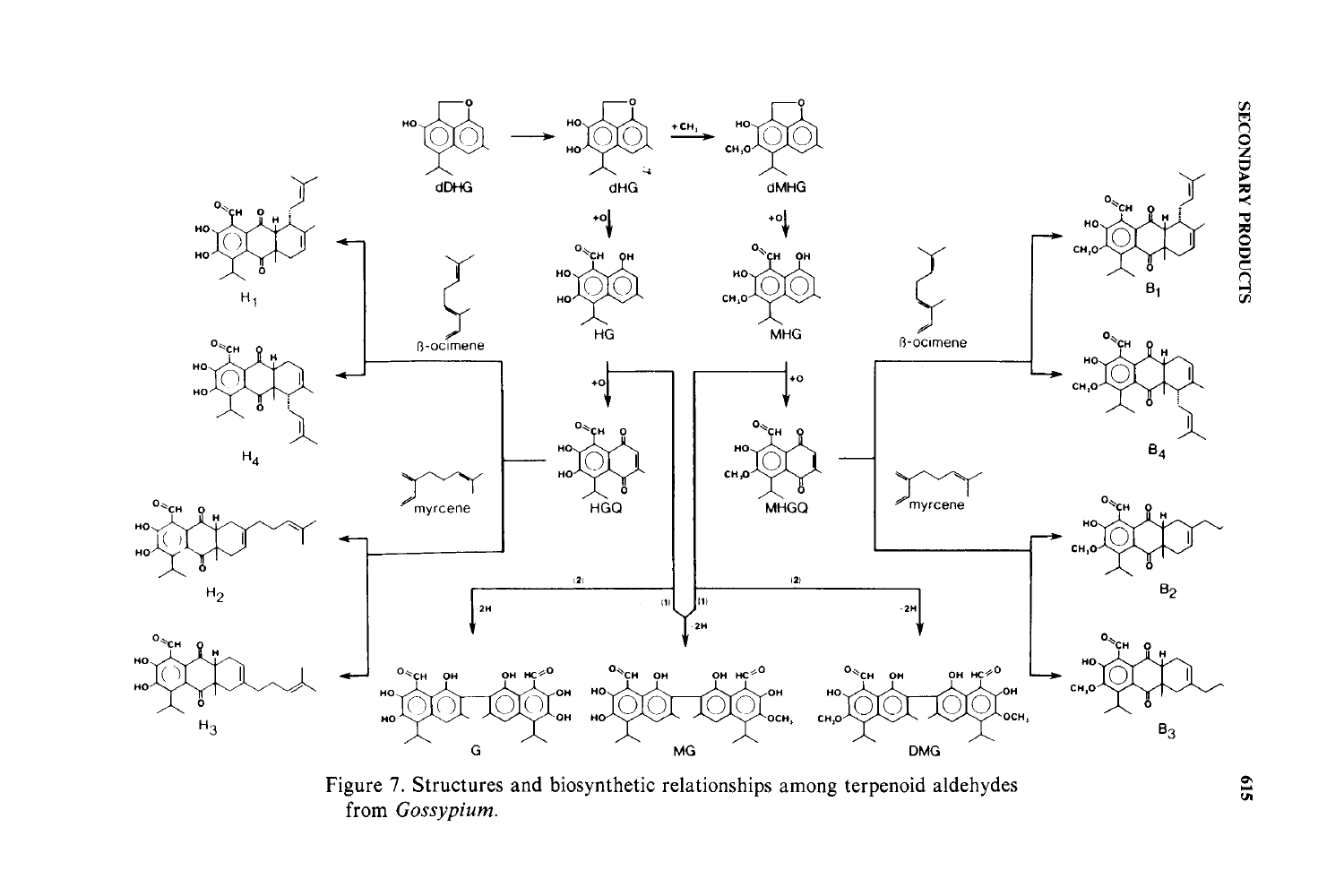Figure 7. Structures and biosynthetic relationships among terpenoid aldehydes from *Gossypium*.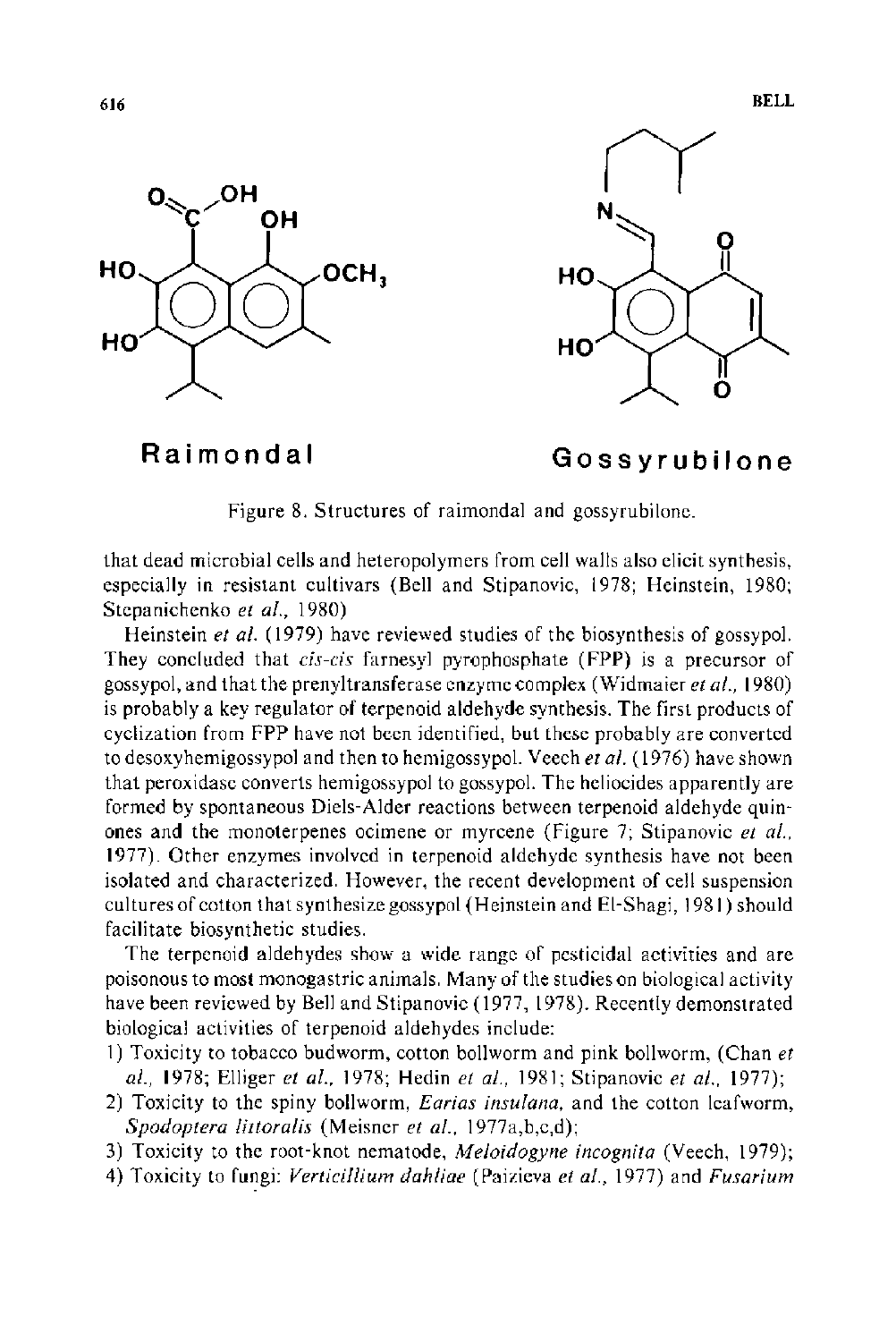Raimondal

Gossyrubilone

Figure 8. Structures of raimondal and gossyrubilone.

that dead microbial cells and heteropolymers from cell walls also elicit synthesis, especially in resistant cultivars (Bell and Stipanovic, 1978; Heinstein, 1980; Stepanichenko *et al.*, 1980)

Heinstein *et al.* (1979) have reviewed studies of the biosynthesis of gossypol. They concluded that *cis-cis* farnesyl pyrophosphate (FPP) is a precursor of gossypol, and that the prenyltransferase enzyme complex (Widmaier *et al.*, 1980) is probably a key regulator of terpenoid aldehyde synthesis. The first products of cyclization from FPP have not been identified, but these probably are converted to desoxyhemigossypol and then to hemigossypol. Veech *et al.* (1976) have shown that peroxidase converts hemigossypol to gossypol. The heliocides apparently are formed by spontaneous Diels-Alder reactions between terpenoid aldehyde quinones and the monoterpenes ocimene or myrcene (Figure 7; Stipanovic *et al.*, 1977). Other enzymes involved in terpenoid aldehyde synthesis have not been isolated and characterized. However, the recent development of cell suspension cultures of cotton that synthesize gossypol (Heinstein and El-Shagi, 1981) should facilitate biosynthetic studies.

The terpenoid aldehydes show a wide range of pesticidal activities and are poisonous to most monogastric animals. Many of the studies on biological activity have been reviewed by Bell and Stipanovic (1977, 1978). Recently demonstrated biological activities of terpenoid aldehydes include:

1) Toxicity to tobacco budworm, cotton bollworm and pink bollworm, (Chan *et al.*, 1978; Elliger *et al.*, 1978; Hedin *et al.*, 1981; Stipanovic *et al.*, 1977);
2) Toxicity to the spiny bollworm, *Earias insulana*, and the cotton leafworm, *Spodoptera littoralis* (Meisner *et al.*, 1977a,b,c,d);
3) Toxicity to the root-knot nematode, *Meloidogyne incognita* (Veech, 1979);
4) Toxicity to fungi: *Verticillium dahliae* (Paizieva *et al.*, 1977) and *Fusarium*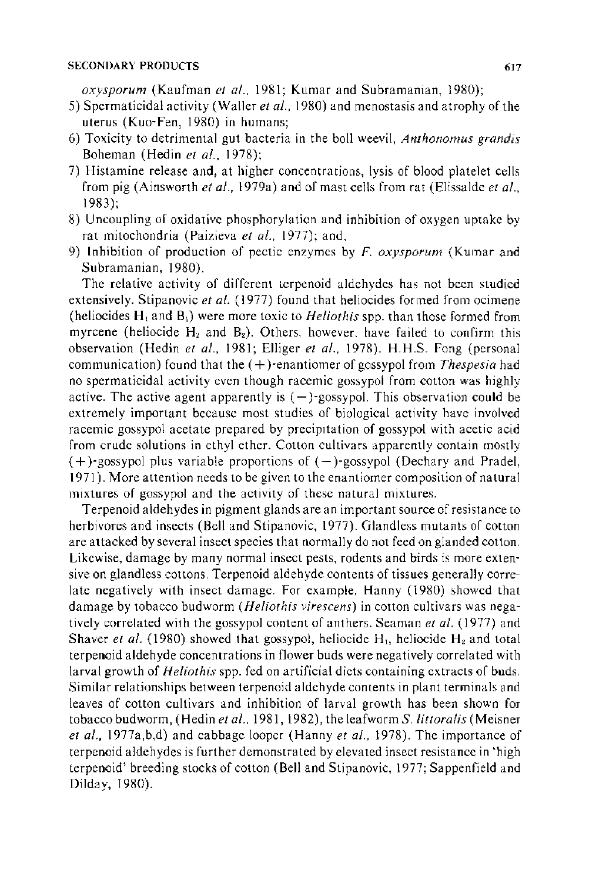*oxysporum* (Kaufman *et al.*, 1981; Kumar and Subramanian, 1980);

5) Spermaticidal activity (Waller *et al.*, 1980) and menostasis and atrophy of the uterus (Kuo-Fen, 1980) in humans;
6) Toxicity to detrimental gut bacteria in the boll weevil, *Anthonomus grandis* Boheman (Hedin *et al.*, 1978);
7) Histamine release and, at higher concentrations, lysis of blood platelet cells from pig (Ainsworth *et al.*, 1979a) and of mast cells from rat (Elissalde *et al.*, 1983);
8) Uncoupling of oxidative phosphorylation and inhibition of oxygen uptake by rat mitochondria (Paizieva *et al.*, 1977); and,
9) Inhibition of production of pectic enzymes by *F. oxysporum* (Kumar and Subramanian, 1980).

The relative activity of different terpenoid aldehydes has not been studied extensively. Stipanovic *et al.* (1977) found that heliocides formed from ocimene (heliocides $H_1$ and $B_1$) were more toxic to *Heliothis* spp. than those formed from myrcene (heliocide $H_2$ and $B_2$). Others, however, have failed to confirm this observation (Hedin *et al.*, 1981; Elliger *et al.*, 1978). H.H.S. Fong (personal communication) found that the (+)-enantiomer of gossypol from *Thespesia* had no spermaticidal activity even though racemic gossypol from cotton was highly active. The active agent apparently is (−)-gossypol. This observation could be extremely important because most studies of biological activity have involved racemic gossypol acetate prepared by precipitation of gossypol with acetic acid from crude solutions in ethyl ether. Cotton cultivars apparently contain mostly (+)-gossypol plus variable proportions of (−)-gossypol (Dechary and Pradel, 1971). More attention needs to be given to the enantiomer composition of natural mixtures of gossypol and the activity of these natural mixtures.

Terpenoid aldehydes in pigment glands are an important source of resistance to herbivores and insects (Bell and Stipanovic, 1977). Glandless mutants of cotton are attacked by several insect species that normally do not feed on glanded cotton. Likewise, damage by many normal insect pests, rodents and birds is more extensive on glandless cottons. Terpenoid aldehyde contents of tissues generally correlate negatively with insect damage. For example, Hanny (1980) showed that damage by tobacco budworm (*Heliothis virescens*) in cotton cultivars was negatively correlated with the gossypol content of anthers. Seaman *et al.* (1977) and Shaver *et al.* (1980) showed that gossypol, heliocide $H_1$, heliocide $H_2$ and total terpenoid aldehyde concentrations in flower buds were negatively correlated with larval growth of *Heliothis* spp. fed on artificial diets containing extracts of buds. Similar relationships between terpenoid aldehyde contents in plant terminals and leaves of cotton cultivars and inhibition of larval growth has been shown for tobacco budworm, (Hedin *et al.*, 1981, 1982), the leafworm *S. littoralis* (Meisner *et al.*, 1977a,b,d) and cabbage looper (Hanny *et al.*, 1978). The importance of terpenoid aldehydes is further demonstrated by elevated insect resistance in 'high terpenoid' breeding stocks of cotton (Bell and Stipanovic, 1977; Sappenfield and Dilday, 1980).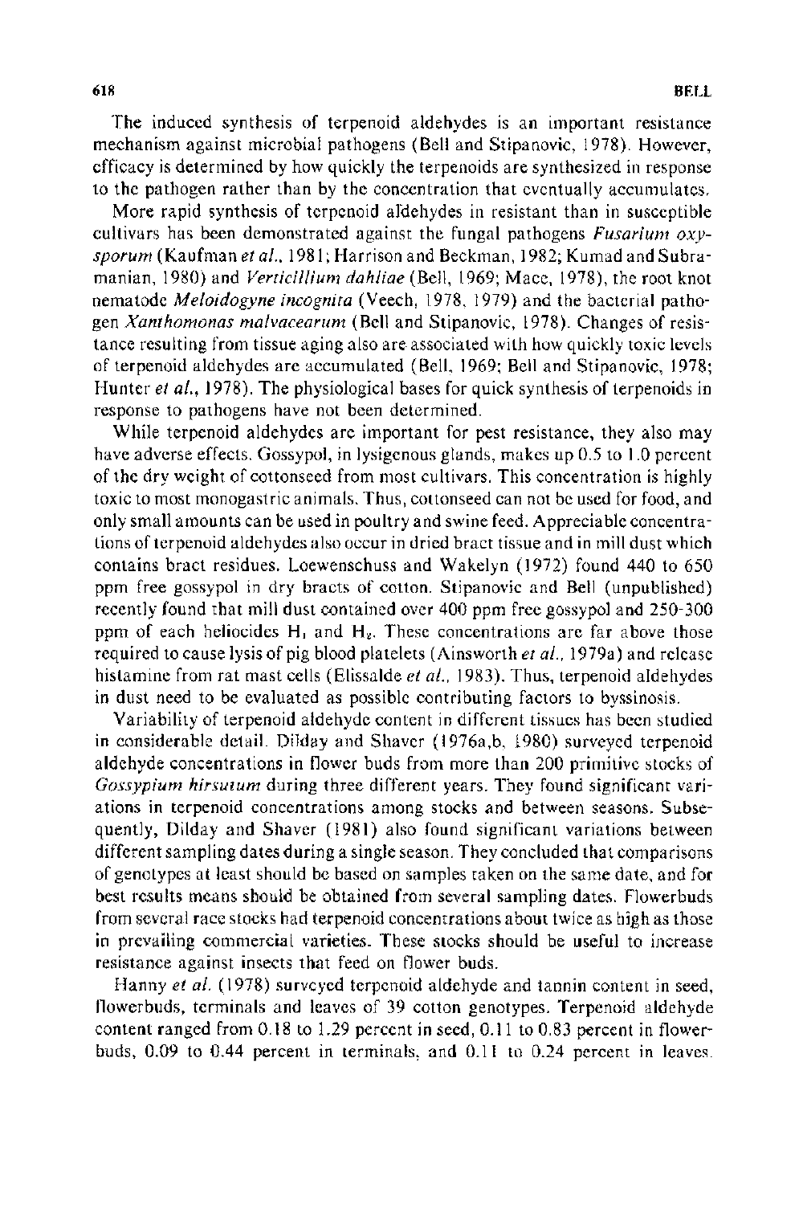The induced synthesis of terpenoid aldehydes is an important resistance mechanism against microbial pathogens (Bell and Stipanovic, 1978). However, efficacy is determined by how quickly the terpenoids are synthesized in response to the pathogen rather than by the concentration that eventually accumulates.

More rapid synthesis of terpenoid aldehydes in resistant than in susceptible cultivars has been demonstrated against the fungal pathogens *Fusarium oxysporum* (Kaufman *et al.*, 1981; Harrison and Beckman, 1982; Kumad and Subramanian, 1980) and *Verticillium dahliae* (Bell, 1969; Mace, 1978), the root knot nematode *Meloidogyne incognita* (Veech, 1978, 1979) and the bacterial pathogen *Xanthomonas malvacearum* (Bell and Stipanovic, 1978). Changes of resistance resulting from tissue aging also are associated with how quickly toxic levels of terpenoid aldehydes are accumulated (Bell, 1969; Bell and Stipanovic, 1978; Hunter *et al.*, 1978). The physiological bases for quick synthesis of terpenoids in response to pathogens have not been determined.

While terpenoid aldehydes are important for pest resistance, they also may have adverse effects. Gossypol, in lysigenous glands, makes up 0.5 to 1.0 percent of the dry weight of cottonseed from most cultivars. This concentration is highly toxic to most monogastric animals. Thus, cottonseed can not be used for food, and only small amounts can be used in poultry and swine feed. Appreciable concentrations of terpenoid aldehydes also occur in dried bract tissue and in mill dust which contains bract residues. Loewenschuss and Wakelyn (1972) found 440 to 650 ppm free gossypol in dry bracts of cotton. Stipanovic and Bell (unpublished) recently found that mill dust contained over 400 ppm free gossypol and 250-300 ppm of each heliocides $H_1$ and $H_2$. These concentrations are far above those required to cause lysis of pig blood platelets (Ainsworth *et al.*, 1979a) and release histamine from rat mast cells (Elissalde *et al.*, 1983). Thus, terpenoid aldehydes in dust need to be evaluated as possible contributing factors to byssinosis.

Variability of terpenoid aldehyde content in different tissues has been studied in considerable detail. Dilday and Shaver (1976a,b, 1980) surveyed terpenoid aldehyde concentrations in flower buds from more than 200 primitive stocks of *Gossypium hirsutum* during three different years. They found significant variations in terpenoid concentrations among stocks and between seasons. Subsequently, Dilday and Shaver (1981) also found significant variations between different sampling dates during a single season. They concluded that comparisons of genotypes at least should be based on samples taken on the same date, and for best results means should be obtained from several sampling dates. Flowerbuds from several race stocks had terpenoid concentrations about twice as high as those in prevailing commercial varieties. These stocks should be useful to increase resistance against insects that feed on flower buds.

Hanny *et al.* (1978) surveyed terpenoid aldehyde and tannin content in seed, flowerbuds, terminals and leaves of 39 cotton genotypes. Terpenoid aldehyde content ranged from 0.18 to 1.29 percent in seed, 0.11 to 0.83 percent in flowerbuds, 0.09 to 0.44 percent in terminals, and 0.11 to 0.24 percent in leaves.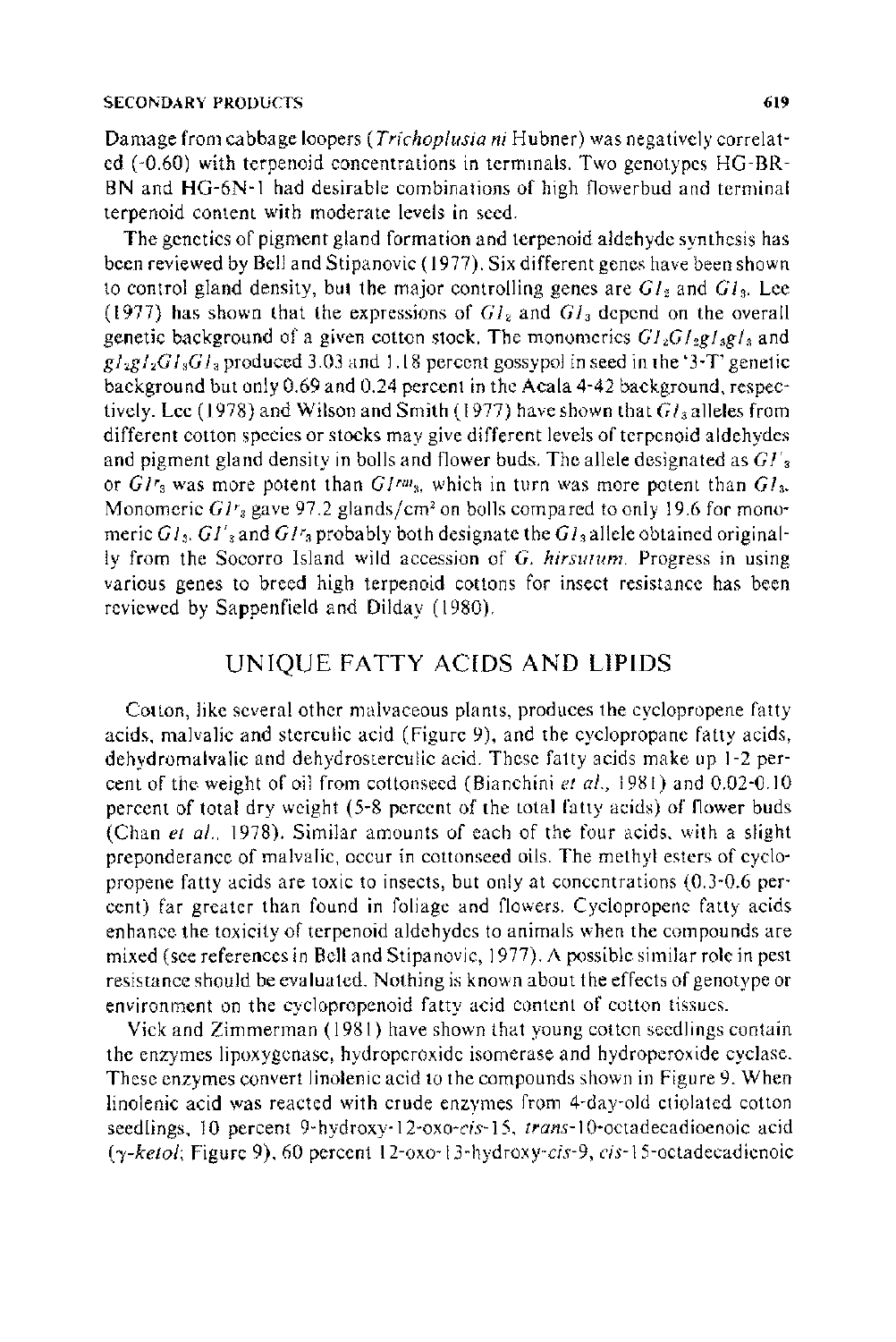Damage from cabbage loopers (*Trichoplusia ni* Hubner) was negatively correlated (-0.60) with terpenoid concentrations in terminals. Two genotypes HG-BR-8N and HG-6N-1 had desirable combinations of high flowerbud and terminal terpenoid content with moderate levels in seed.

The genetics of pigment gland formation and terpenoid aldehyde synthesis has been reviewed by Bell and Stipanovic (1977). Six different genes have been shown to control gland density, but the major controlling genes are $Gl_2$ and $Gl_3$. Lee (1977) has shown that the expressions of $Gl_2$ and $Gl_3$ depend on the overall genetic background of a given cotton stock. The monomerics $Gl_2Gl_2gl_3gl_3$ and $gl_2gl_2Gl_3Gl_3$ produced 3.03 and 1.18 percent gossypol in seed in the '3-T' genetic background but only 0.69 and 0.24 percent in the Acala 4-42 background, respectively. Lee (1978) and Wilson and Smith (1977) have shown that $Gl_3$ alleles from different cotton species or stocks may give different levels of terpenoid aldehydes and pigment gland density in bolls and flower buds. The allele designated as $Gl'_3$ or $Gl^r_3$ was more potent than $Gl^{rm}_3$, which in turn was more potent than $Gl_3$. Monomeric $Gl^r_3$ gave 97.2 glands/cm² on bolls compared to only 19.6 for monomeric $Gl_3$. $Gl'_3$ and $Gl^r_3$ probably both designate the $Gl_3$ allele obtained originally from the Socorro Island wild accession of *G. hirsutum*. Progress in using various genes to breed high terpenoid cottons for insect resistance has been reviewed by Sappenfield and Dilday (1980).

## UNIQUE FATTY ACIDS AND LIPIDS

Cotton, like several other malvaceous plants, produces the cyclopropene fatty acids, malvalic and sterculic acid (Figure 9), and the cyclopropane fatty acids, dehydromalvalic and dehydrosterculic acid. These fatty acids make up 1-2 percent of the weight of oil from cottonseed (Bianchini *et al.*, 1981) and 0.02-0.10 percent of total dry weight (5-8 percent of the total fatty acids) of flower buds (Chan *et al.*, 1978). Similar amounts of each of the four acids, with a slight preponderance of malvalic, occur in cottonseed oils. The methyl esters of cyclopropene fatty acids are toxic to insects, but only at concentrations (0.3-0.6 percent) far greater than found in foliage and flowers. Cyclopropene fatty acids enhance the toxicity of terpenoid aldehydes to animals when the compounds are mixed (see references in Bell and Stipanovic, 1977). A possible similar role in pest resistance should be evaluated. Nothing is known about the effects of genotype or environment on the cyclopropenoid fatty acid content of cotton tissues.

Vick and Zimmerman (1981) have shown that young cotton seedlings contain the enzymes lipoxygenase, hydroperoxide isomerase and hydroperoxide cyclase. These enzymes convert linolenic acid to the compounds shown in Figure 9. When linolenic acid was reacted with crude enzymes from 4-day-old etiolated cotton seedlings, 10 percent 9-hydroxy-12-oxo-*cis*-15, *trans*-10-octadecadioenoic acid (*γ-ketol*; Figure 9), 60 percent 12-oxo-13-hydroxy-*cis*-9, *cis*-15-octadecadienoic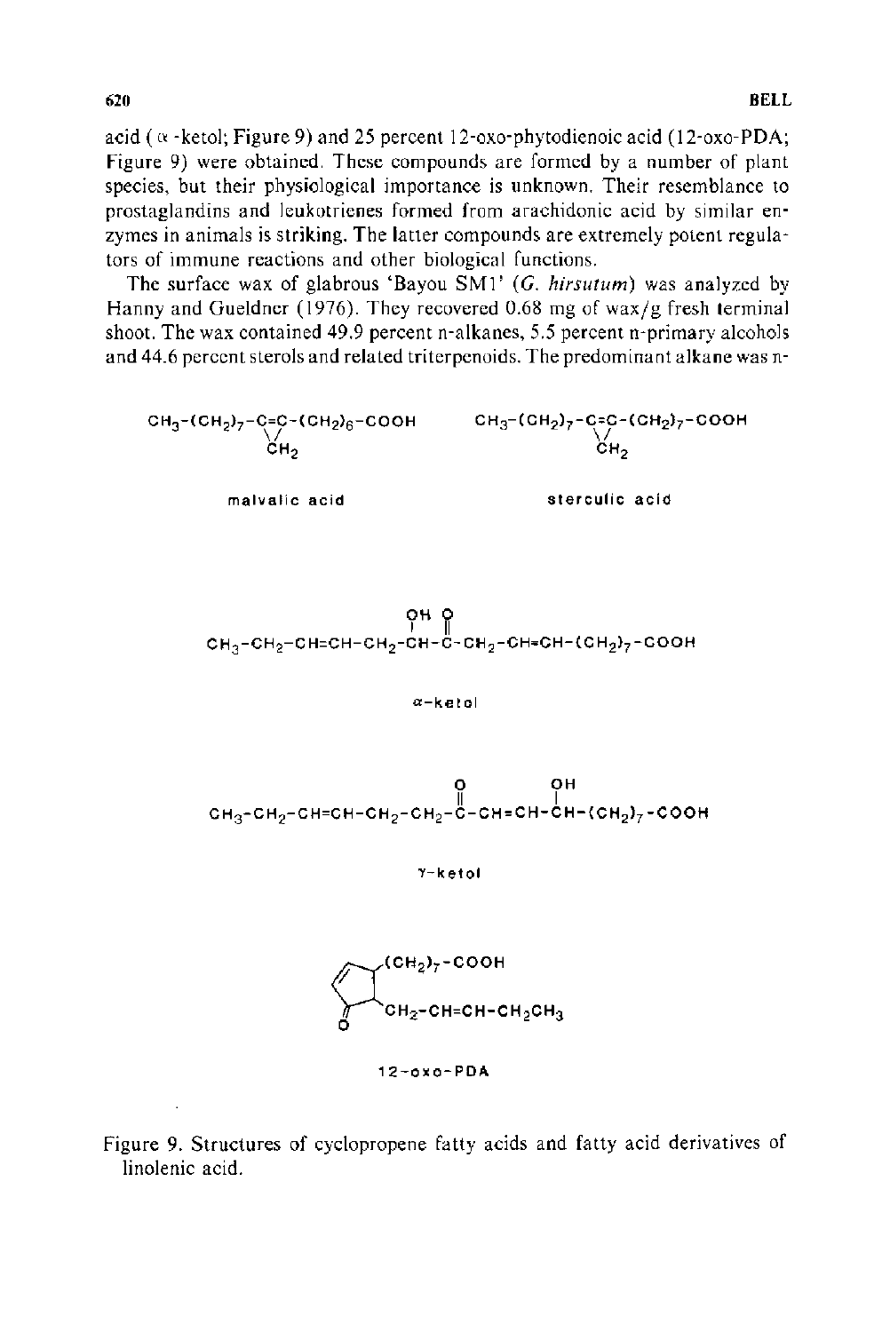acid (α-ketol; Figure 9) and 25 percent 12-oxo-phytodienoic acid (12-oxo-PDA; Figure 9) were obtained. These compounds are formed by a number of plant species, but their physiological importance is unknown. Their resemblance to prostaglandins and leukotrienes formed from arachidonic acid by similar enzymes in animals is striking. The latter compounds are extremely potent regulators of immune reactions and other biological functions.

The surface wax of glabrous 'Bayou SM1' (*G. hirsutum*) was analyzed by Hanny and Gueldner (1976). They recovered 0.68 mg of wax/g fresh terminal shoot. The wax contained 49.9 percent n-alkanes, 5.5 percent n-primary alcohols and 44.6 percent sterols and related triterpenoids. The predominant alkane was n-

$CH_3-(CH_2)_7-C{=}C-(CH_2)_6-COOH$ (with $CH_2$ bridging the double bond)

malvalic acid

$CH_3-(CH_2)_7-C{=}C-(CH_2)_7-COOH$ (with $CH_2$ bridging the double bond)

sterculic acid

$CH_3-CH_2-CH{=}CH-CH_2-CH(OH)-C({=}O)-CH_2-CH{=}CH-(CH_2)_7-COOH$

α-ketol

$CH_3-CH_2-CH{=}CH-CH_2-CH_2-C({=}O)-CH{=}CH-CH(OH)-(CH_2)_7-COOH$

γ-ketol

12-oxo-PDA: cyclopentenone ring bearing $(CH_2)_7-COOH$ and $CH_2-CH{=}CH-CH_2CH_3$

12-oxo-PDA

Figure 9. Structures of cyclopropene fatty acids and fatty acid derivatives of linolenic acid.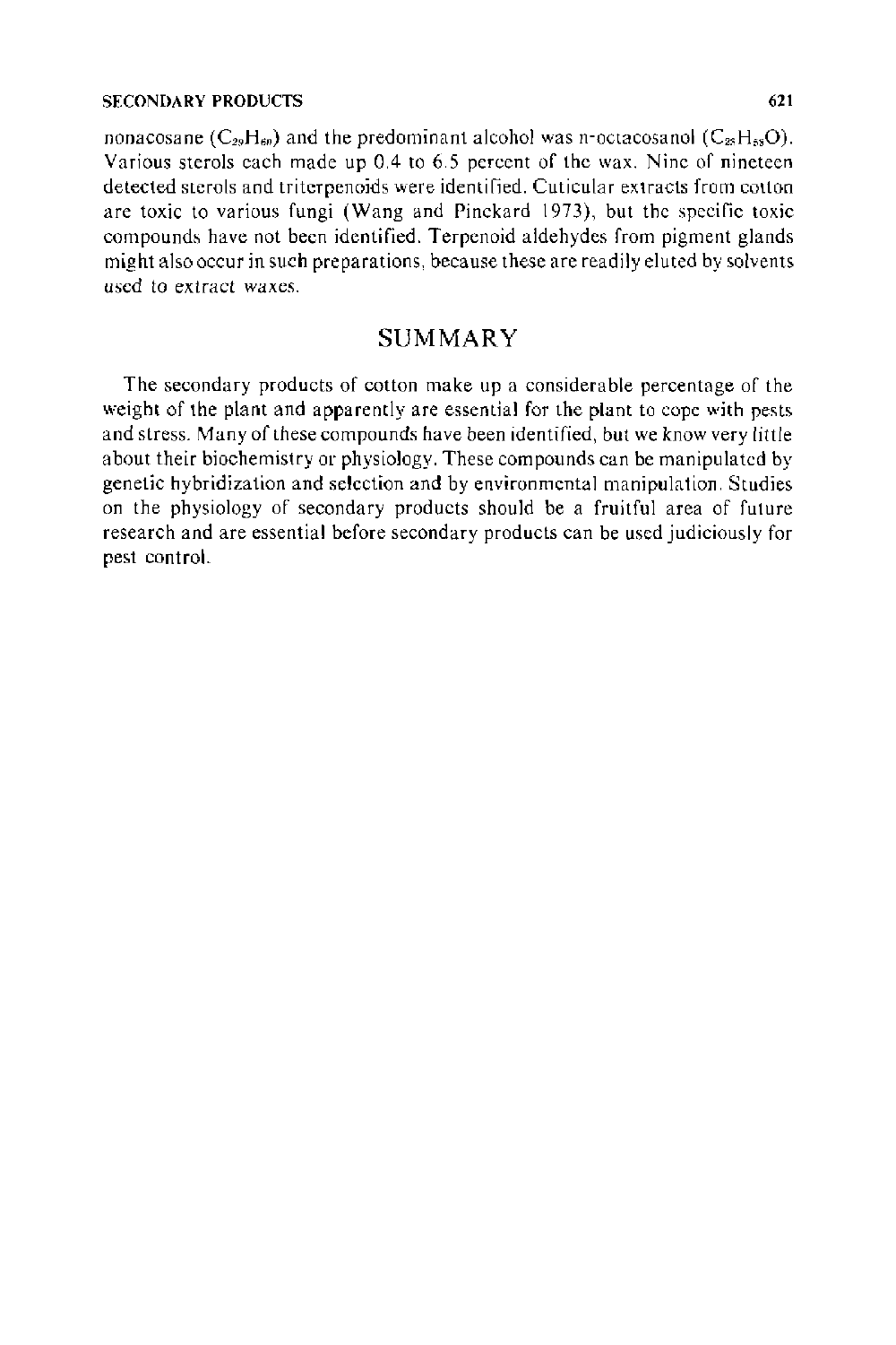nonacosane ($C_{29}H_{60}$) and the predominant alcohol was n-octacosanol ($C_{28}H_{58}O$). Various sterols each made up 0.4 to 6.5 percent of the wax. Nine of nineteen detected sterols and triterpenoids were identified. Cuticular extracts from cotton are toxic to various fungi (Wang and Pinckard 1973), but the specific toxic compounds have not been identified. Terpenoid aldehydes from pigment glands might also occur in such preparations, because these are readily eluted by solvents used to extract waxes.

## SUMMARY

The secondary products of cotton make up a considerable percentage of the weight of the plant and apparently are essential for the plant to cope with pests and stress. Many of these compounds have been identified, but we know very little about their biochemistry or physiology. These compounds can be manipulated by genetic hybridization and selection and by environmental manipulation. Studies on the physiology of secondary products should be a fruitful area of future research and are essential before secondary products can be used judiciously for pest control.